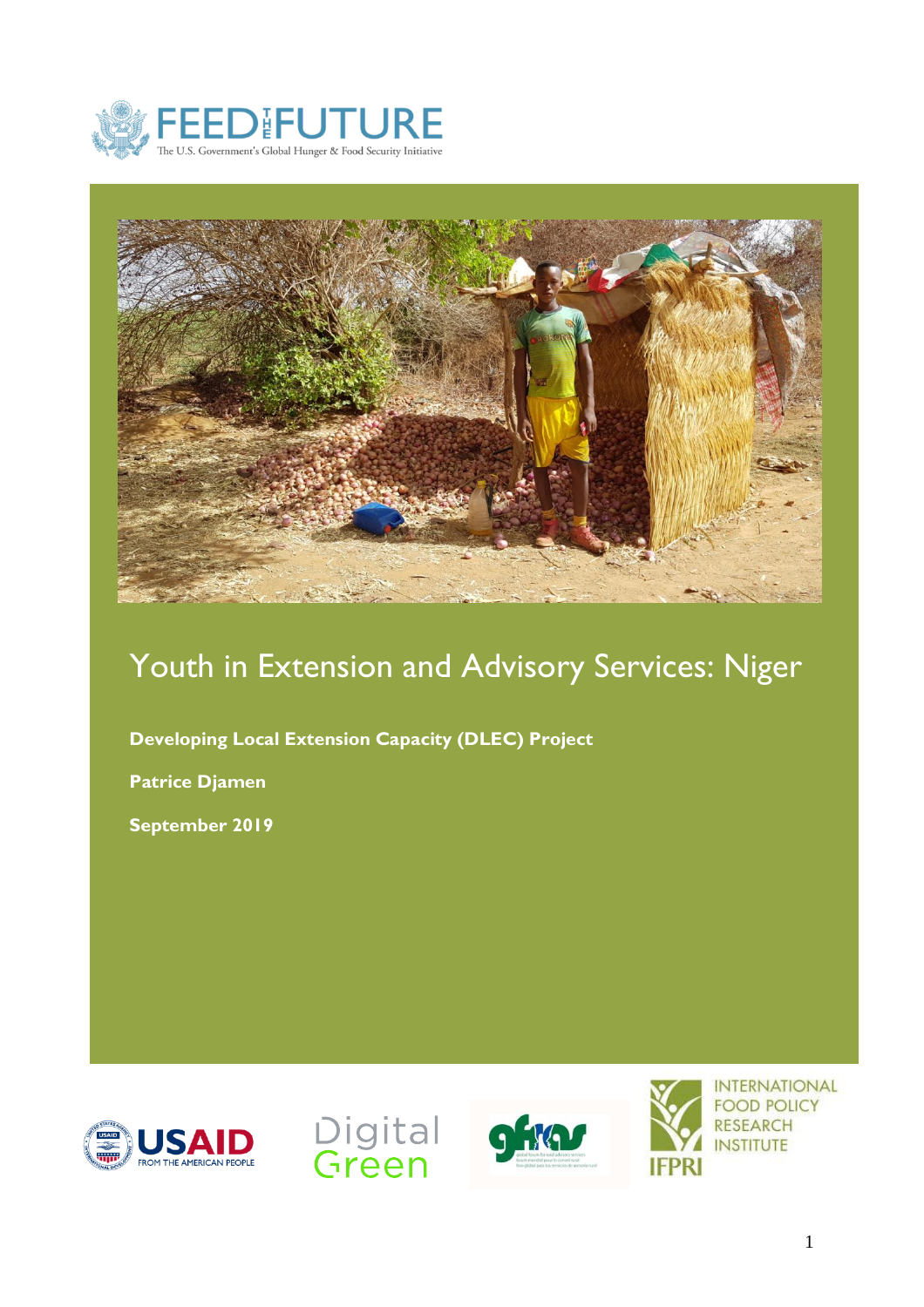FEED THE FUTURE

The U.S. Government's Global Hunger & Food Security Initiative

# Youth in Extension and Advisory Services: Niger

**Developing Local Extension Capacity (DLEC) Project**

**Patrice Djamen**

**September 2019**

USAID FROM THE AMERICAN PEOPLE

Digital Green

gfras

INTERNATIONAL FOOD POLICY RESEARCH INSTITUTE

IFPRI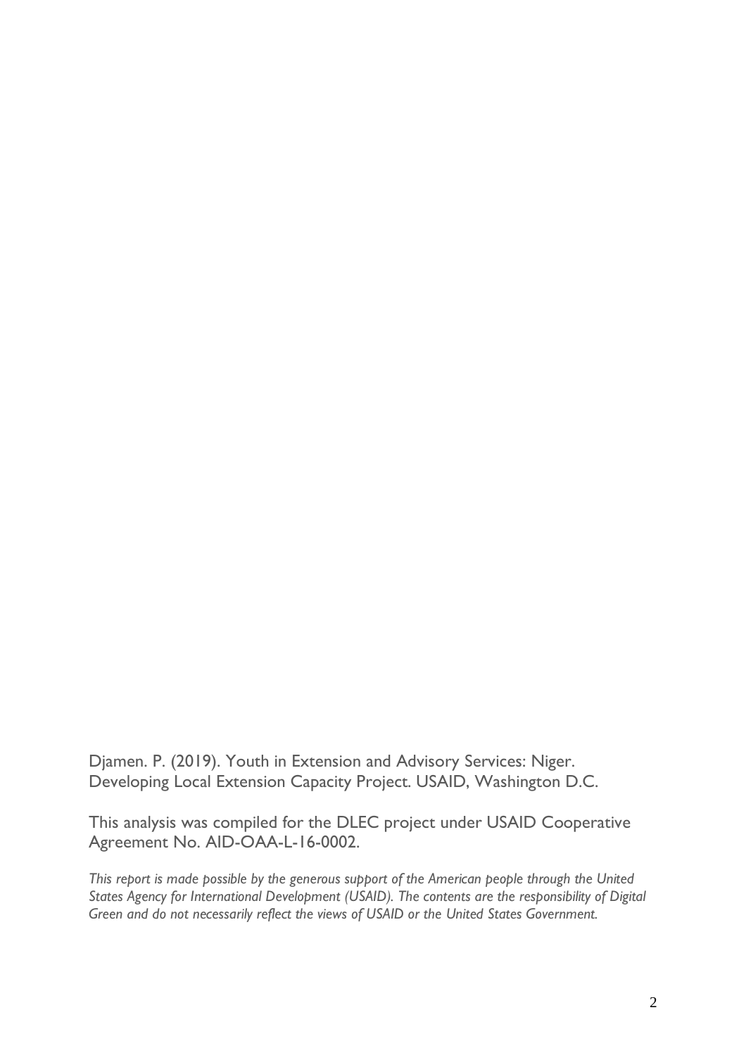Djamen. P. (2019). Youth in Extension and Advisory Services: Niger. Developing Local Extension Capacity Project. USAID, Washington D.C.

This analysis was compiled for the DLEC project under USAID Cooperative Agreement No. AID-OAA-L-16-0002.

*This report is made possible by the generous support of the American people through the United States Agency for International Development (USAID). The contents are the responsibility of Digital Green and do not necessarily reflect the views of USAID or the United States Government.*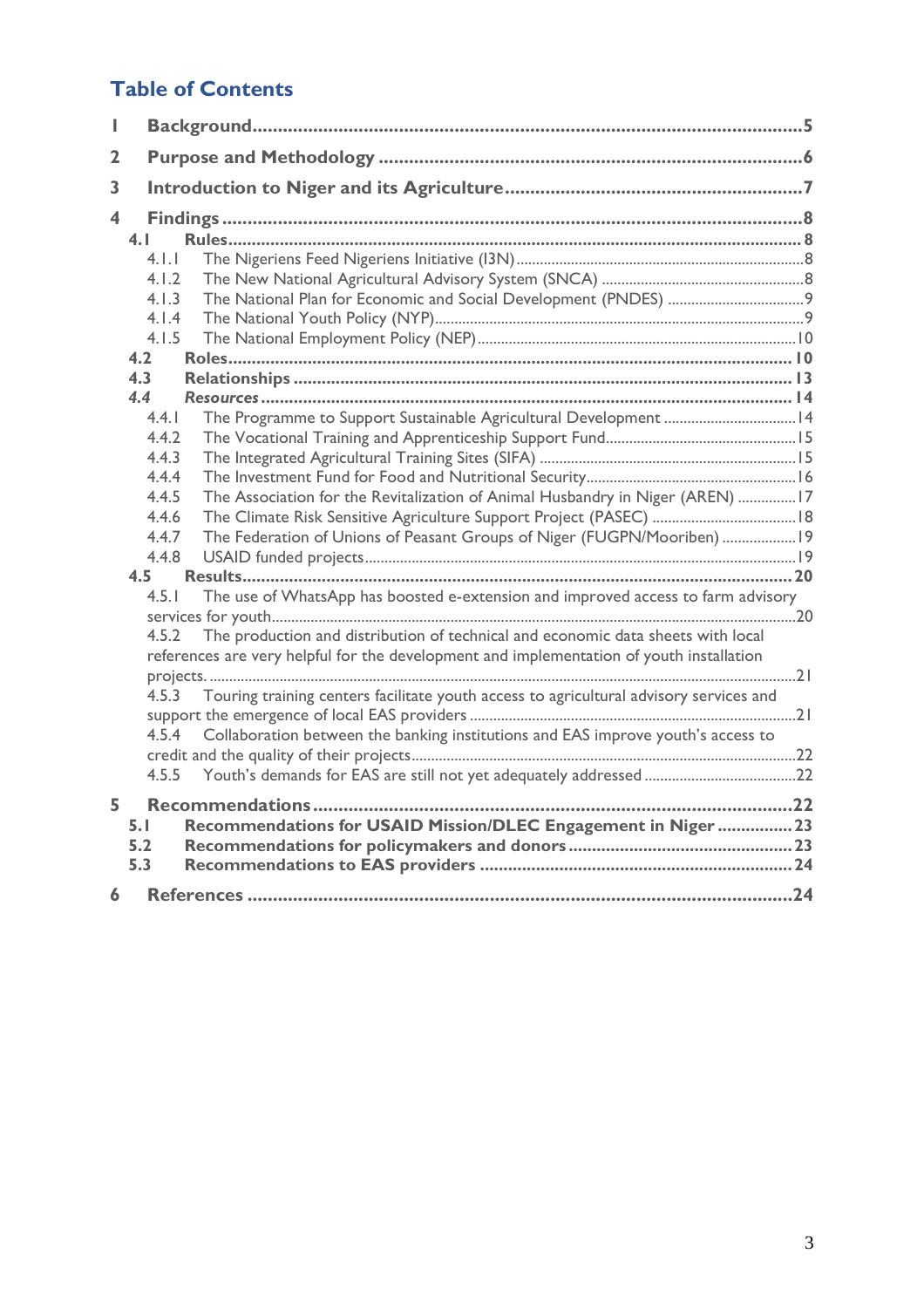## Table of Contents

1 **Background** ..... 5

2 **Purpose and Methodology** ..... 6

3 **Introduction to Niger and its Agriculture** ..... 7

4 **Findings** ..... 8

- 4.1 **Rules** ..... 8
  - 4.1.1 The Nigeriens Feed Nigeriens Initiative (I3N) ..... 8
  - 4.1.2 The New National Agricultural Advisory System (SNCA) ..... 8
  - 4.1.3 The National Plan for Economic and Social Development (PNDES) ..... 9
  - 4.1.4 The National Youth Policy (NYP) ..... 9
  - 4.1.5 The National Employment Policy (NEP) ..... 10
- 4.2 **Roles** ..... 10
- 4.3 **Relationships** ..... 13
- 4.4 ***Resources*** ..... 14
  - 4.4.1 The Programme to Support Sustainable Agricultural Development ..... 14
  - 4.4.2 The Vocational Training and Apprenticeship Support Fund ..... 15
  - 4.4.3 The Integrated Agricultural Training Sites (SIFA) ..... 15
  - 4.4.4 The Investment Fund for Food and Nutritional Security ..... 16
  - 4.4.5 The Association for the Revitalization of Animal Husbandry in Niger (AREN) ..... 17
  - 4.4.6 The Climate Risk Sensitive Agriculture Support Project (PASEC) ..... 18
  - 4.4.7 The Federation of Unions of Peasant Groups of Niger (FUGPN/Mooriben) ..... 19
  - 4.4.8 USAID funded projects ..... 19
- 4.5 **Results** ..... 20
  - 4.5.1 The use of WhatsApp has boosted e-extension and improved access to farm advisory services for youth ..... 20
  - 4.5.2 The production and distribution of technical and economic data sheets with local references are very helpful for the development and implementation of youth installation projects. ..... 21
  - 4.5.3 Touring training centers facilitate youth access to agricultural advisory services and support the emergence of local EAS providers ..... 21
  - 4.5.4 Collaboration between the banking institutions and EAS improve youth's access to credit and the quality of their projects ..... 22
  - 4.5.5 Youth's demands for EAS are still not yet adequately addressed ..... 22

5 **Recommendations** ..... 22

- 5.1 **Recommendations for USAID Mission/DLEC Engagement in Niger** ..... 23
- 5.2 **Recommendations for policymakers and donors** ..... 23
- 5.3 **Recommendations to EAS providers** ..... 24

6 **References** ..... 24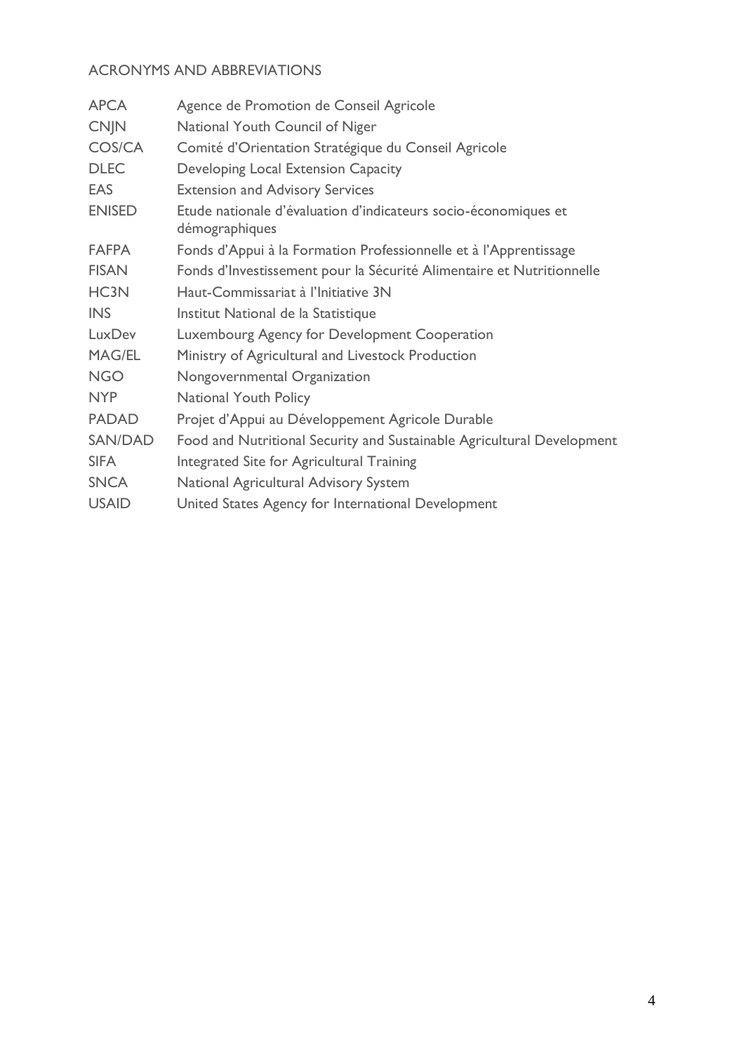## ACRONYMS AND ABBREVIATIONS

| | |
|---|---|
| APCA | Agence de Promotion de Conseil Agricole |
| CNJN | National Youth Council of Niger |
| COS/CA | Comité d'Orientation Stratégique du Conseil Agricole |
| DLEC | Developing Local Extension Capacity |
| EAS | Extension and Advisory Services |
| ENISED | Etude nationale d'évaluation d'indicateurs socio-économiques et démographiques |
| FAFPA | Fonds d'Appui à la Formation Professionnelle et à l'Apprentissage |
| FISAN | Fonds d'Investissement pour la Sécurité Alimentaire et Nutritionnelle |
| HC3N | Haut-Commissariat à l'Initiative 3N |
| INS | Institut National de la Statistique |
| LuxDev | Luxembourg Agency for Development Cooperation |
| MAG/EL | Ministry of Agricultural and Livestock Production |
| NGO | Nongovernmental Organization |
| NYP | National Youth Policy |
| PADAD | Projet d'Appui au Développement Agricole Durable |
| SAN/DAD | Food and Nutritional Security and Sustainable Agricultural Development |
| SIFA | Integrated Site for Agricultural Training |
| SNCA | National Agricultural Advisory System |
| USAID | United States Agency for International Development |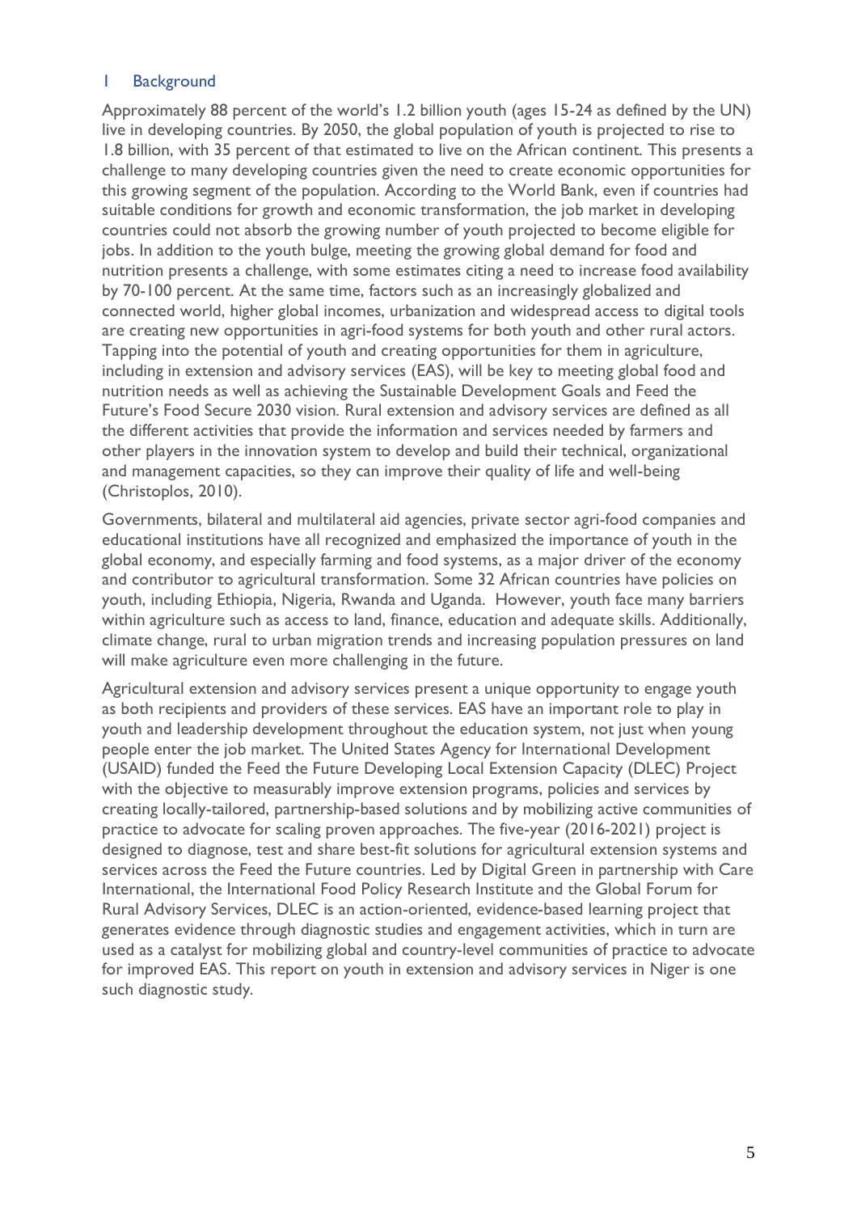# 1 Background

Approximately 88 percent of the world's 1.2 billion youth (ages 15-24 as defined by the UN) live in developing countries. By 2050, the global population of youth is projected to rise to 1.8 billion, with 35 percent of that estimated to live on the African continent. This presents a challenge to many developing countries given the need to create economic opportunities for this growing segment of the population. According to the World Bank, even if countries had suitable conditions for growth and economic transformation, the job market in developing countries could not absorb the growing number of youth projected to become eligible for jobs. In addition to the youth bulge, meeting the growing global demand for food and nutrition presents a challenge, with some estimates citing a need to increase food availability by 70-100 percent. At the same time, factors such as an increasingly globalized and connected world, higher global incomes, urbanization and widespread access to digital tools are creating new opportunities in agri-food systems for both youth and other rural actors. Tapping into the potential of youth and creating opportunities for them in agriculture, including in extension and advisory services (EAS), will be key to meeting global food and nutrition needs as well as achieving the Sustainable Development Goals and Feed the Future's Food Secure 2030 vision. Rural extension and advisory services are defined as all the different activities that provide the information and services needed by farmers and other players in the innovation system to develop and build their technical, organizational and management capacities, so they can improve their quality of life and well-being (Christoplos, 2010).

Governments, bilateral and multilateral aid agencies, private sector agri-food companies and educational institutions have all recognized and emphasized the importance of youth in the global economy, and especially farming and food systems, as a major driver of the economy and contributor to agricultural transformation. Some 32 African countries have policies on youth, including Ethiopia, Nigeria, Rwanda and Uganda. However, youth face many barriers within agriculture such as access to land, finance, education and adequate skills. Additionally, climate change, rural to urban migration trends and increasing population pressures on land will make agriculture even more challenging in the future.

Agricultural extension and advisory services present a unique opportunity to engage youth as both recipients and providers of these services. EAS have an important role to play in youth and leadership development throughout the education system, not just when young people enter the job market. The United States Agency for International Development (USAID) funded the Feed the Future Developing Local Extension Capacity (DLEC) Project with the objective to measurably improve extension programs, policies and services by creating locally-tailored, partnership-based solutions and by mobilizing active communities of practice to advocate for scaling proven approaches. The five-year (2016-2021) project is designed to diagnose, test and share best-fit solutions for agricultural extension systems and services across the Feed the Future countries. Led by Digital Green in partnership with Care International, the International Food Policy Research Institute and the Global Forum for Rural Advisory Services, DLEC is an action-oriented, evidence-based learning project that generates evidence through diagnostic studies and engagement activities, which in turn are used as a catalyst for mobilizing global and country-level communities of practice to advocate for improved EAS. This report on youth in extension and advisory services in Niger is one such diagnostic study.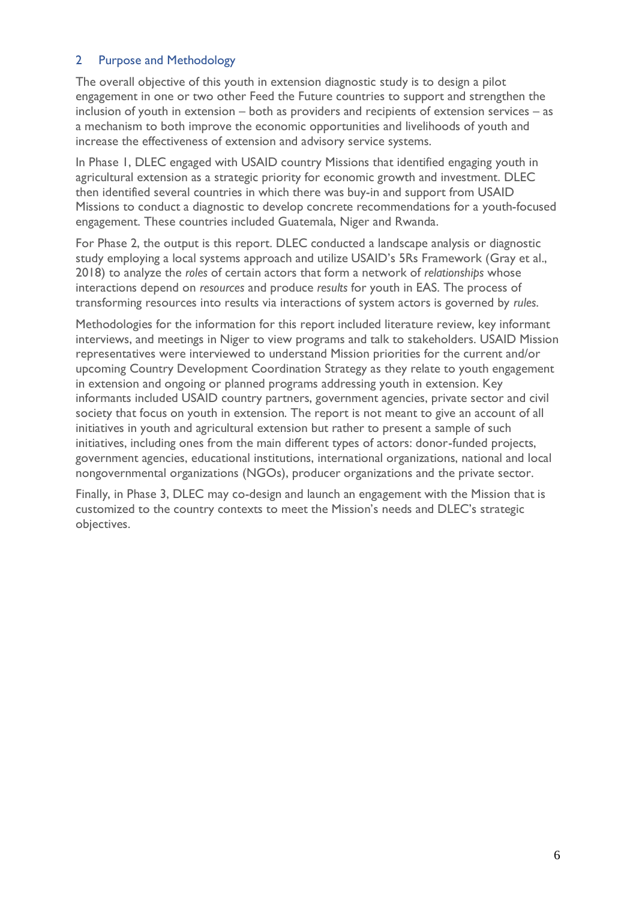## 2 Purpose and Methodology

The overall objective of this youth in extension diagnostic study is to design a pilot engagement in one or two other Feed the Future countries to support and strengthen the inclusion of youth in extension – both as providers and recipients of extension services – as a mechanism to both improve the economic opportunities and livelihoods of youth and increase the effectiveness of extension and advisory service systems.

In Phase 1, DLEC engaged with USAID country Missions that identified engaging youth in agricultural extension as a strategic priority for economic growth and investment. DLEC then identified several countries in which there was buy-in and support from USAID Missions to conduct a diagnostic to develop concrete recommendations for a youth-focused engagement. These countries included Guatemala, Niger and Rwanda.

For Phase 2, the output is this report. DLEC conducted a landscape analysis or diagnostic study employing a local systems approach and utilize USAID's 5Rs Framework (Gray et al., 2018) to analyze the *roles* of certain actors that form a network of *relationships* whose interactions depend on *resources* and produce *results* for youth in EAS. The process of transforming resources into results via interactions of system actors is governed by *rules*.

Methodologies for the information for this report included literature review, key informant interviews, and meetings in Niger to view programs and talk to stakeholders. USAID Mission representatives were interviewed to understand Mission priorities for the current and/or upcoming Country Development Coordination Strategy as they relate to youth engagement in extension and ongoing or planned programs addressing youth in extension. Key informants included USAID country partners, government agencies, private sector and civil society that focus on youth in extension. The report is not meant to give an account of all initiatives in youth and agricultural extension but rather to present a sample of such initiatives, including ones from the main different types of actors: donor-funded projects, government agencies, educational institutions, international organizations, national and local nongovernmental organizations (NGOs), producer organizations and the private sector.

Finally, in Phase 3, DLEC may co-design and launch an engagement with the Mission that is customized to the country contexts to meet the Mission's needs and DLEC's strategic objectives.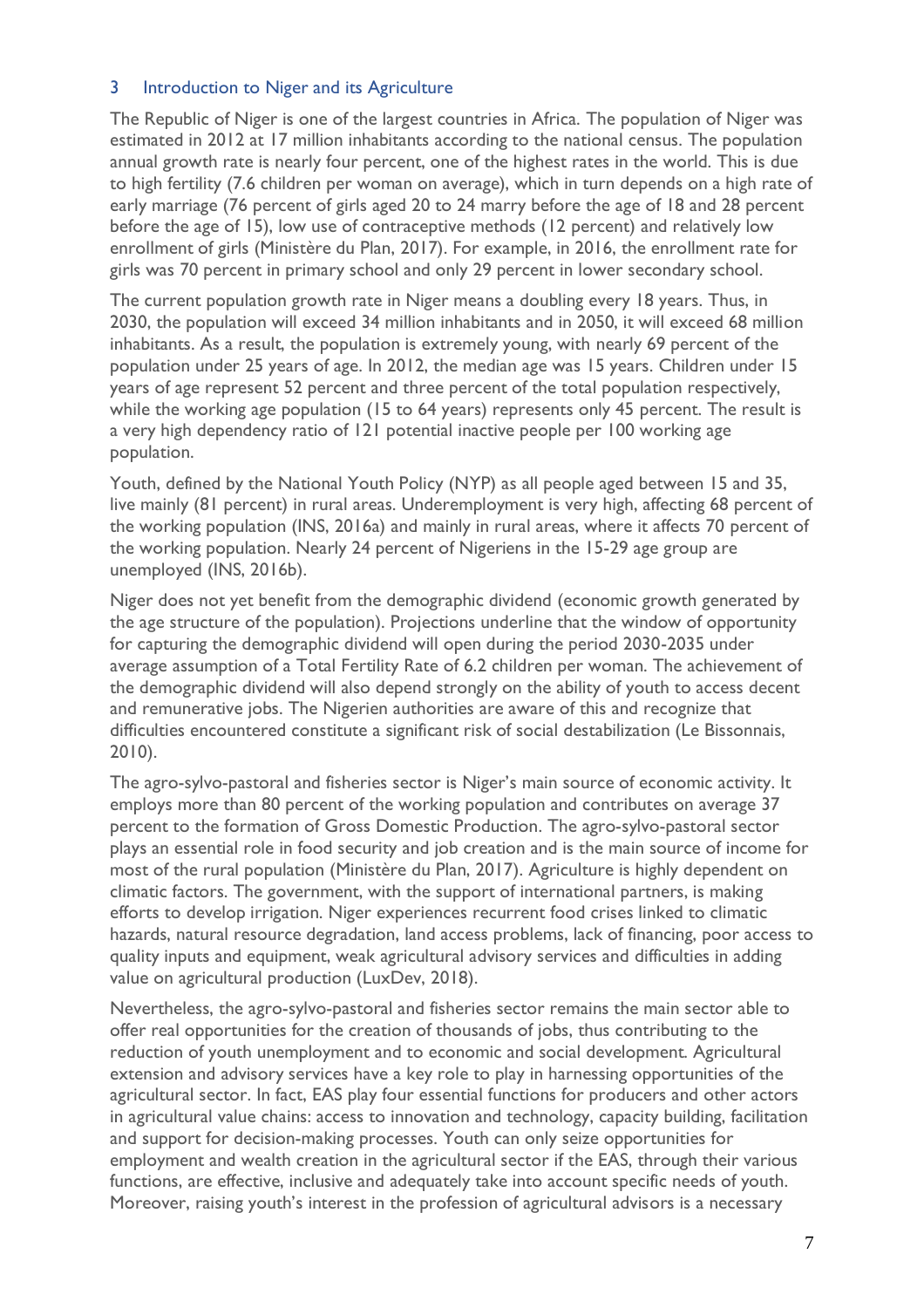## 3 Introduction to Niger and its Agriculture

The Republic of Niger is one of the largest countries in Africa. The population of Niger was estimated in 2012 at 17 million inhabitants according to the national census. The population annual growth rate is nearly four percent, one of the highest rates in the world. This is due to high fertility (7.6 children per woman on average), which in turn depends on a high rate of early marriage (76 percent of girls aged 20 to 24 marry before the age of 18 and 28 percent before the age of 15), low use of contraceptive methods (12 percent) and relatively low enrollment of girls (Ministère du Plan, 2017). For example, in 2016, the enrollment rate for girls was 70 percent in primary school and only 29 percent in lower secondary school.

The current population growth rate in Niger means a doubling every 18 years. Thus, in 2030, the population will exceed 34 million inhabitants and in 2050, it will exceed 68 million inhabitants. As a result, the population is extremely young, with nearly 69 percent of the population under 25 years of age. In 2012, the median age was 15 years. Children under 15 years of age represent 52 percent and three percent of the total population respectively, while the working age population (15 to 64 years) represents only 45 percent. The result is a very high dependency ratio of 121 potential inactive people per 100 working age population.

Youth, defined by the National Youth Policy (NYP) as all people aged between 15 and 35, live mainly (81 percent) in rural areas. Underemployment is very high, affecting 68 percent of the working population (INS, 2016a) and mainly in rural areas, where it affects 70 percent of the working population. Nearly 24 percent of Nigeriens in the 15-29 age group are unemployed (INS, 2016b).

Niger does not yet benefit from the demographic dividend (economic growth generated by the age structure of the population). Projections underline that the window of opportunity for capturing the demographic dividend will open during the period 2030-2035 under average assumption of a Total Fertility Rate of 6.2 children per woman. The achievement of the demographic dividend will also depend strongly on the ability of youth to access decent and remunerative jobs. The Nigerien authorities are aware of this and recognize that difficulties encountered constitute a significant risk of social destabilization (Le Bissonnais, 2010).

The agro-sylvo-pastoral and fisheries sector is Niger's main source of economic activity. It employs more than 80 percent of the working population and contributes on average 37 percent to the formation of Gross Domestic Production. The agro-sylvo-pastoral sector plays an essential role in food security and job creation and is the main source of income for most of the rural population (Ministère du Plan, 2017). Agriculture is highly dependent on climatic factors. The government, with the support of international partners, is making efforts to develop irrigation. Niger experiences recurrent food crises linked to climatic hazards, natural resource degradation, land access problems, lack of financing, poor access to quality inputs and equipment, weak agricultural advisory services and difficulties in adding value on agricultural production (LuxDev, 2018).

Nevertheless, the agro-sylvo-pastoral and fisheries sector remains the main sector able to offer real opportunities for the creation of thousands of jobs, thus contributing to the reduction of youth unemployment and to economic and social development. Agricultural extension and advisory services have a key role to play in harnessing opportunities of the agricultural sector. In fact, EAS play four essential functions for producers and other actors in agricultural value chains: access to innovation and technology, capacity building, facilitation and support for decision-making processes. Youth can only seize opportunities for employment and wealth creation in the agricultural sector if the EAS, through their various functions, are effective, inclusive and adequately take into account specific needs of youth. Moreover, raising youth's interest in the profession of agricultural advisors is a necessary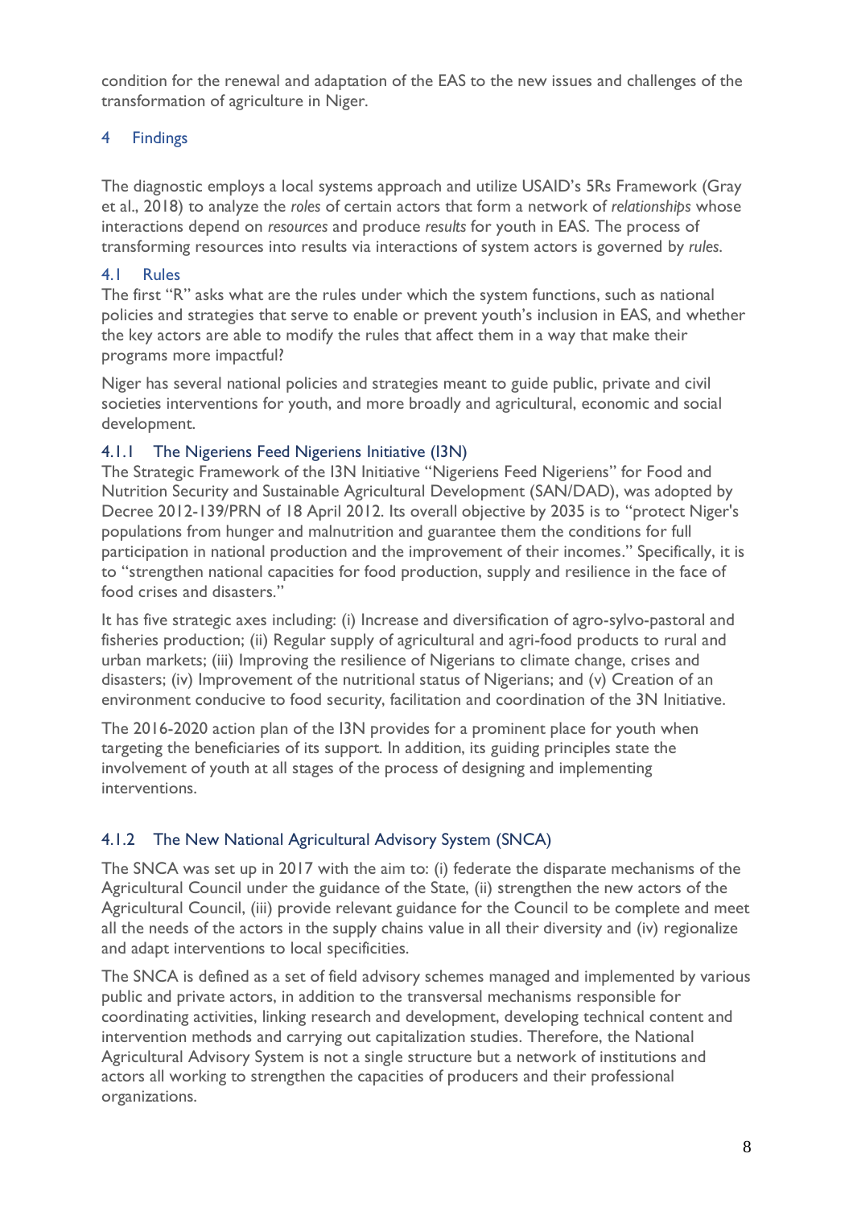condition for the renewal and adaptation of the EAS to the new issues and challenges of the transformation of agriculture in Niger.

# 4 Findings

The diagnostic employs a local systems approach and utilize USAID's 5Rs Framework (Gray et al., 2018) to analyze the *roles* of certain actors that form a network of *relationships* whose interactions depend on *resources* and produce *results* for youth in EAS. The process of transforming resources into results via interactions of system actors is governed by *rules*.

## 4.1 Rules

The first "R" asks what are the rules under which the system functions, such as national policies and strategies that serve to enable or prevent youth's inclusion in EAS, and whether the key actors are able to modify the rules that affect them in a way that make their programs more impactful?

Niger has several national policies and strategies meant to guide public, private and civil societies interventions for youth, and more broadly and agricultural, economic and social development.

### 4.1.1 The Nigeriens Feed Nigeriens Initiative (I3N)

The Strategic Framework of the I3N Initiative "Nigeriens Feed Nigeriens" for Food and Nutrition Security and Sustainable Agricultural Development (SAN/DAD), was adopted by Decree 2012-139/PRN of 18 April 2012. Its overall objective by 2035 is to "protect Niger's populations from hunger and malnutrition and guarantee them the conditions for full participation in national production and the improvement of their incomes." Specifically, it is to "strengthen national capacities for food production, supply and resilience in the face of food crises and disasters."

It has five strategic axes including: (i) Increase and diversification of agro-sylvo-pastoral and fisheries production; (ii) Regular supply of agricultural and agri-food products to rural and urban markets; (iii) Improving the resilience of Nigerians to climate change, crises and disasters; (iv) Improvement of the nutritional status of Nigerians; and (v) Creation of an environment conducive to food security, facilitation and coordination of the 3N Initiative.

The 2016-2020 action plan of the I3N provides for a prominent place for youth when targeting the beneficiaries of its support. In addition, its guiding principles state the involvement of youth at all stages of the process of designing and implementing interventions.

### 4.1.2 The New National Agricultural Advisory System (SNCA)

The SNCA was set up in 2017 with the aim to: (i) federate the disparate mechanisms of the Agricultural Council under the guidance of the State, (ii) strengthen the new actors of the Agricultural Council, (iii) provide relevant guidance for the Council to be complete and meet all the needs of the actors in the supply chains value in all their diversity and (iv) regionalize and adapt interventions to local specificities.

The SNCA is defined as a set of field advisory schemes managed and implemented by various public and private actors, in addition to the transversal mechanisms responsible for coordinating activities, linking research and development, developing technical content and intervention methods and carrying out capitalization studies. Therefore, the National Agricultural Advisory System is not a single structure but a network of institutions and actors all working to strengthen the capacities of producers and their professional organizations.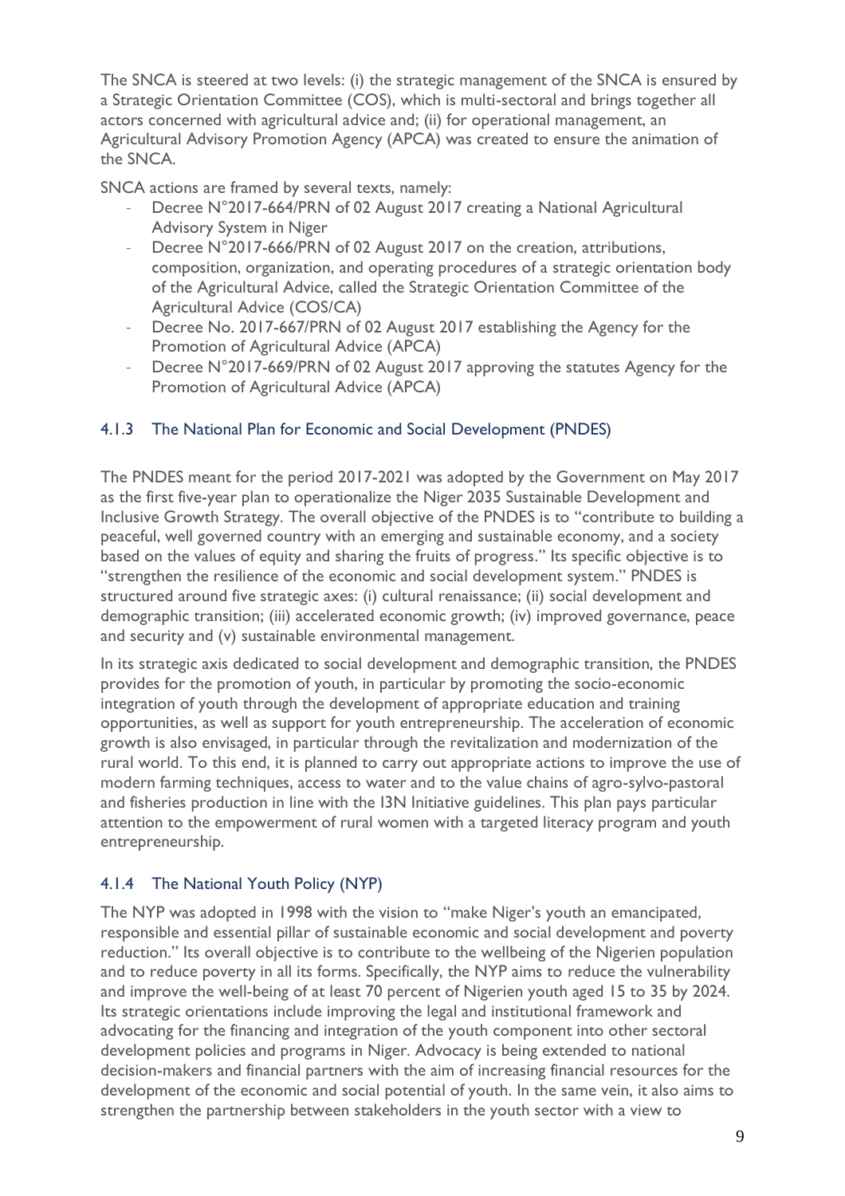The SNCA is steered at two levels: (i) the strategic management of the SNCA is ensured by a Strategic Orientation Committee (COS), which is multi-sectoral and brings together all actors concerned with agricultural advice and; (ii) for operational management, an Agricultural Advisory Promotion Agency (APCA) was created to ensure the animation of the SNCA.

SNCA actions are framed by several texts, namely:

- Decree N°2017-664/PRN of 02 August 2017 creating a National Agricultural Advisory System in Niger
- Decree N°2017-666/PRN of 02 August 2017 on the creation, attributions, composition, organization, and operating procedures of a strategic orientation body of the Agricultural Advice, called the Strategic Orientation Committee of the Agricultural Advice (COS/CA)
- Decree No. 2017-667/PRN of 02 August 2017 establishing the Agency for the Promotion of Agricultural Advice (APCA)
- Decree N°2017-669/PRN of 02 August 2017 approving the statutes Agency for the Promotion of Agricultural Advice (APCA)

### 4.1.3 The National Plan for Economic and Social Development (PNDES)

The PNDES meant for the period 2017-2021 was adopted by the Government on May 2017 as the first five-year plan to operationalize the Niger 2035 Sustainable Development and Inclusive Growth Strategy. The overall objective of the PNDES is to "contribute to building a peaceful, well governed country with an emerging and sustainable economy, and a society based on the values of equity and sharing the fruits of progress." Its specific objective is to "strengthen the resilience of the economic and social development system." PNDES is structured around five strategic axes: (i) cultural renaissance; (ii) social development and demographic transition; (iii) accelerated economic growth; (iv) improved governance, peace and security and (v) sustainable environmental management.

In its strategic axis dedicated to social development and demographic transition, the PNDES provides for the promotion of youth, in particular by promoting the socio-economic integration of youth through the development of appropriate education and training opportunities, as well as support for youth entrepreneurship. The acceleration of economic growth is also envisaged, in particular through the revitalization and modernization of the rural world. To this end, it is planned to carry out appropriate actions to improve the use of modern farming techniques, access to water and to the value chains of agro-sylvo-pastoral and fisheries production in line with the I3N Initiative guidelines. This plan pays particular attention to the empowerment of rural women with a targeted literacy program and youth entrepreneurship.

### 4.1.4 The National Youth Policy (NYP)

The NYP was adopted in 1998 with the vision to "make Niger's youth an emancipated, responsible and essential pillar of sustainable economic and social development and poverty reduction." Its overall objective is to contribute to the wellbeing of the Nigerien population and to reduce poverty in all its forms. Specifically, the NYP aims to reduce the vulnerability and improve the well-being of at least 70 percent of Nigerien youth aged 15 to 35 by 2024. Its strategic orientations include improving the legal and institutional framework and advocating for the financing and integration of the youth component into other sectoral development policies and programs in Niger. Advocacy is being extended to national decision-makers and financial partners with the aim of increasing financial resources for the development of the economic and social potential of youth. In the same vein, it also aims to strengthen the partnership between stakeholders in the youth sector with a view to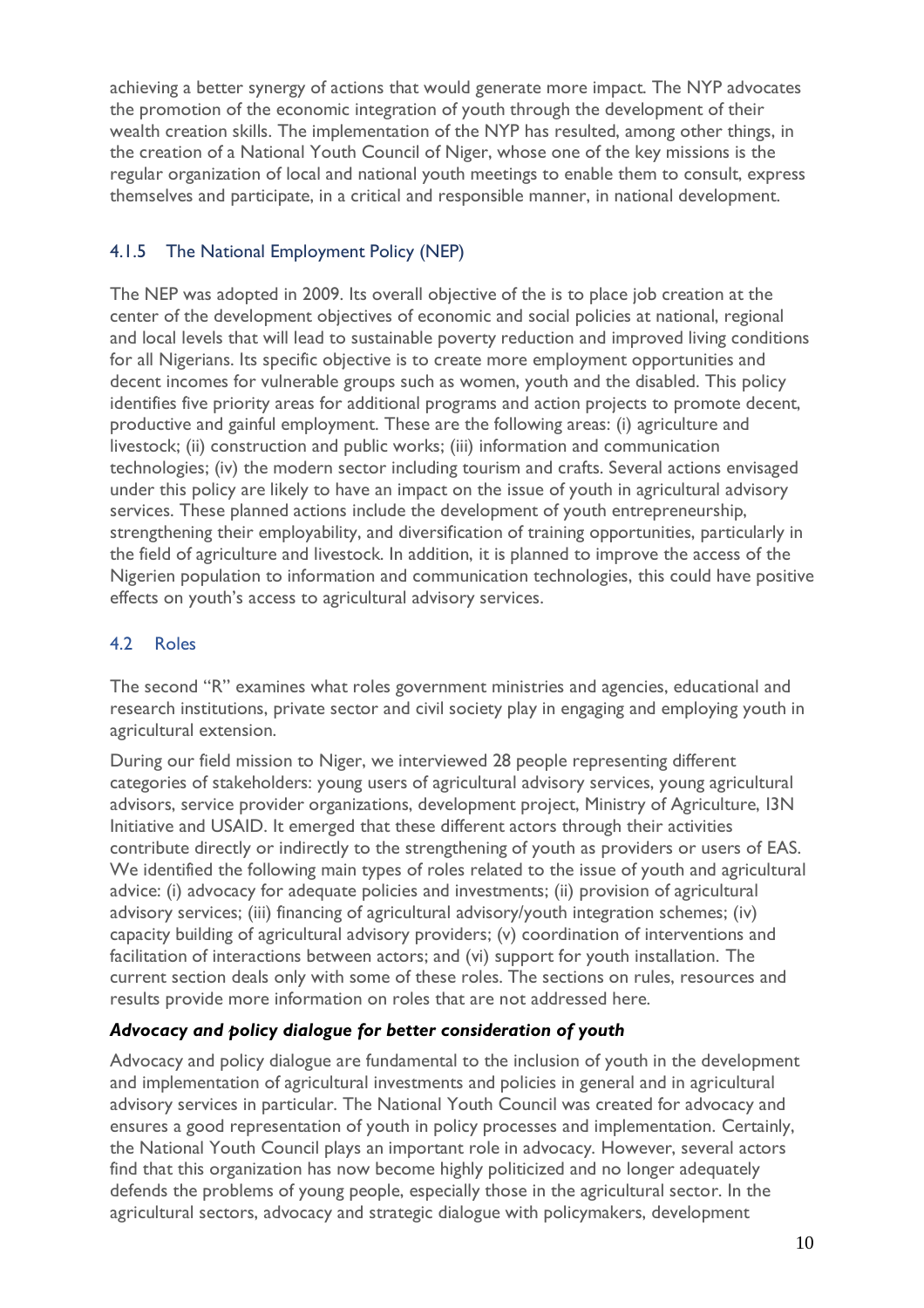achieving a better synergy of actions that would generate more impact. The NYP advocates the promotion of the economic integration of youth through the development of their wealth creation skills. The implementation of the NYP has resulted, among other things, in the creation of a National Youth Council of Niger, whose one of the key missions is the regular organization of local and national youth meetings to enable them to consult, express themselves and participate, in a critical and responsible manner, in national development.

### 4.1.5 The National Employment Policy (NEP)

The NEP was adopted in 2009. Its overall objective of the is to place job creation at the center of the development objectives of economic and social policies at national, regional and local levels that will lead to sustainable poverty reduction and improved living conditions for all Nigerians. Its specific objective is to create more employment opportunities and decent incomes for vulnerable groups such as women, youth and the disabled. This policy identifies five priority areas for additional programs and action projects to promote decent, productive and gainful employment. These are the following areas: (i) agriculture and livestock; (ii) construction and public works; (iii) information and communication technologies; (iv) the modern sector including tourism and crafts. Several actions envisaged under this policy are likely to have an impact on the issue of youth in agricultural advisory services. These planned actions include the development of youth entrepreneurship, strengthening their employability, and diversification of training opportunities, particularly in the field of agriculture and livestock. In addition, it is planned to improve the access of the Nigerien population to information and communication technologies, this could have positive effects on youth's access to agricultural advisory services.

## 4.2 Roles

The second "R" examines what roles government ministries and agencies, educational and research institutions, private sector and civil society play in engaging and employing youth in agricultural extension.

During our field mission to Niger, we interviewed 28 people representing different categories of stakeholders: young users of agricultural advisory services, young agricultural advisors, service provider organizations, development project, Ministry of Agriculture, I3N Initiative and USAID. It emerged that these different actors through their activities contribute directly or indirectly to the strengthening of youth as providers or users of EAS. We identified the following main types of roles related to the issue of youth and agricultural advice: (i) advocacy for adequate policies and investments; (ii) provision of agricultural advisory services; (iii) financing of agricultural advisory/youth integration schemes; (iv) capacity building of agricultural advisory providers; (v) coordination of interventions and facilitation of interactions between actors; and (vi) support for youth installation. The current section deals only with some of these roles. The sections on rules, resources and results provide more information on roles that are not addressed here.

***Advocacy and policy dialogue for better consideration of youth***

Advocacy and policy dialogue are fundamental to the inclusion of youth in the development and implementation of agricultural investments and policies in general and in agricultural advisory services in particular. The National Youth Council was created for advocacy and ensures a good representation of youth in policy processes and implementation. Certainly, the National Youth Council plays an important role in advocacy. However, several actors find that this organization has now become highly politicized and no longer adequately defends the problems of young people, especially those in the agricultural sector. In the agricultural sectors, advocacy and strategic dialogue with policymakers, development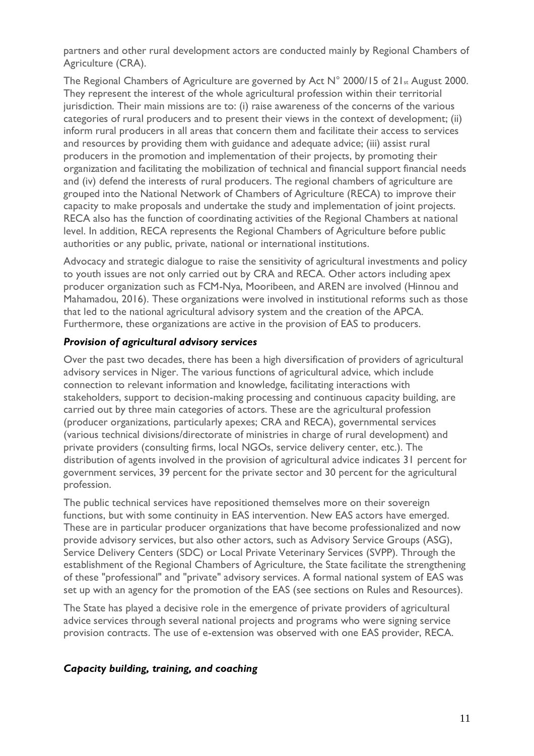partners and other rural development actors are conducted mainly by Regional Chambers of Agriculture (CRA).

The Regional Chambers of Agriculture are governed by Act N° 2000/15 of 21st August 2000. They represent the interest of the whole agricultural profession within their territorial jurisdiction. Their main missions are to: (i) raise awareness of the concerns of the various categories of rural producers and to present their views in the context of development; (ii) inform rural producers in all areas that concern them and facilitate their access to services and resources by providing them with guidance and adequate advice; (iii) assist rural producers in the promotion and implementation of their projects, by promoting their organization and facilitating the mobilization of technical and financial support financial needs and (iv) defend the interests of rural producers. The regional chambers of agriculture are grouped into the National Network of Chambers of Agriculture (RECA) to improve their capacity to make proposals and undertake the study and implementation of joint projects. RECA also has the function of coordinating activities of the Regional Chambers at national level. In addition, RECA represents the Regional Chambers of Agriculture before public authorities or any public, private, national or international institutions.

Advocacy and strategic dialogue to raise the sensitivity of agricultural investments and policy to youth issues are not only carried out by CRA and RECA. Other actors including apex producer organization such as FCM-Nya, Mooribeen, and AREN are involved (Hinnou and Mahamadou, 2016). These organizations were involved in institutional reforms such as those that led to the national agricultural advisory system and the creation of the APCA. Furthermore, these organizations are active in the provision of EAS to producers.

***Provision of agricultural advisory services***

Over the past two decades, there has been a high diversification of providers of agricultural advisory services in Niger. The various functions of agricultural advice, which include connection to relevant information and knowledge, facilitating interactions with stakeholders, support to decision-making processing and continuous capacity building, are carried out by three main categories of actors. These are the agricultural profession (producer organizations, particularly apexes; CRA and RECA), governmental services (various technical divisions/directorate of ministries in charge of rural development) and private providers (consulting firms, local NGOs, service delivery center, etc.). The distribution of agents involved in the provision of agricultural advice indicates 31 percent for government services, 39 percent for the private sector and 30 percent for the agricultural profession.

The public technical services have repositioned themselves more on their sovereign functions, but with some continuity in EAS intervention. New EAS actors have emerged. These are in particular producer organizations that have become professionalized and now provide advisory services, but also other actors, such as Advisory Service Groups (ASG), Service Delivery Centers (SDC) or Local Private Veterinary Services (SVPP). Through the establishment of the Regional Chambers of Agriculture, the State facilitate the strengthening of these "professional" and "private" advisory services. A formal national system of EAS was set up with an agency for the promotion of the EAS (see sections on Rules and Resources).

The State has played a decisive role in the emergence of private providers of agricultural advice services through several national projects and programs who were signing service provision contracts. The use of e-extension was observed with one EAS provider, RECA.

***Capacity building, training, and coaching***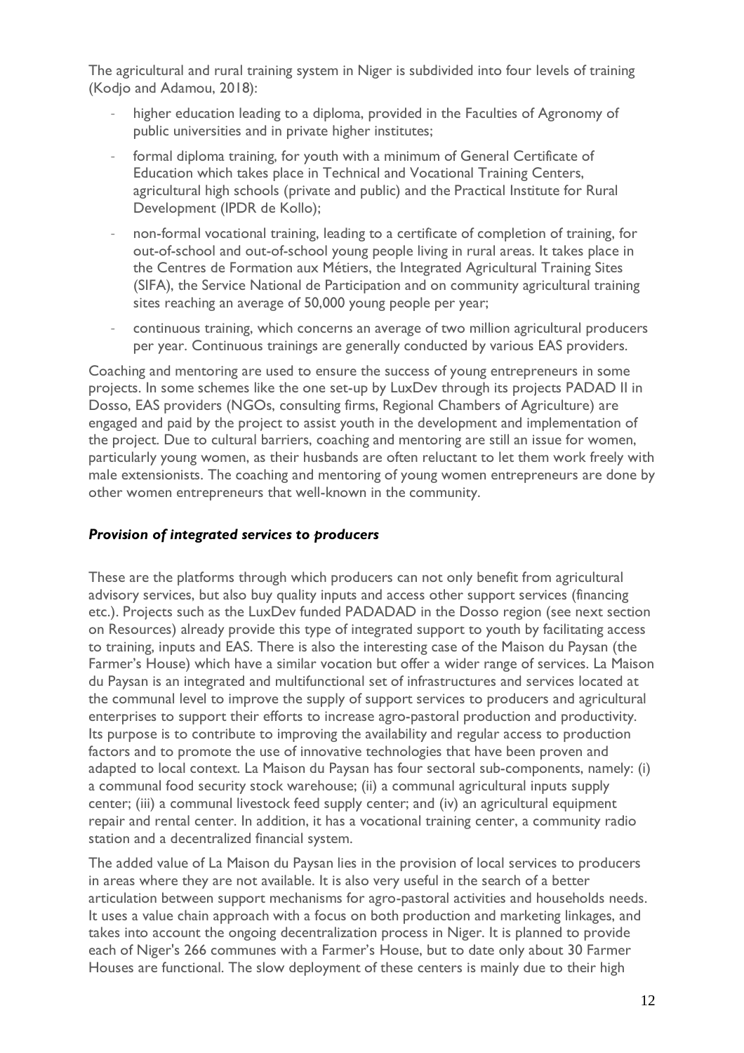The agricultural and rural training system in Niger is subdivided into four levels of training (Kodjo and Adamou, 2018):

- higher education leading to a diploma, provided in the Faculties of Agronomy of public universities and in private higher institutes;
- formal diploma training, for youth with a minimum of General Certificate of Education which takes place in Technical and Vocational Training Centers, agricultural high schools (private and public) and the Practical Institute for Rural Development (IPDR de Kollo);
- non-formal vocational training, leading to a certificate of completion of training, for out-of-school and out-of-school young people living in rural areas. It takes place in the Centres de Formation aux Métiers, the Integrated Agricultural Training Sites (SIFA), the Service National de Participation and on community agricultural training sites reaching an average of 50,000 young people per year;
- continuous training, which concerns an average of two million agricultural producers per year. Continuous trainings are generally conducted by various EAS providers.

Coaching and mentoring are used to ensure the success of young entrepreneurs in some projects. In some schemes like the one set-up by LuxDev through its projects PADAD II in Dosso, EAS providers (NGOs, consulting firms, Regional Chambers of Agriculture) are engaged and paid by the project to assist youth in the development and implementation of the project. Due to cultural barriers, coaching and mentoring are still an issue for women, particularly young women, as their husbands are often reluctant to let them work freely with male extensionists. The coaching and mentoring of young women entrepreneurs are done by other women entrepreneurs that well-known in the community.

### *Provision of integrated services to producers*

These are the platforms through which producers can not only benefit from agricultural advisory services, but also buy quality inputs and access other support services (financing etc.). Projects such as the LuxDev funded PADADAD in the Dosso region (see next section on Resources) already provide this type of integrated support to youth by facilitating access to training, inputs and EAS. There is also the interesting case of the Maison du Paysan (the Farmer's House) which have a similar vocation but offer a wider range of services. La Maison du Paysan is an integrated and multifunctional set of infrastructures and services located at the communal level to improve the supply of support services to producers and agricultural enterprises to support their efforts to increase agro-pastoral production and productivity. Its purpose is to contribute to improving the availability and regular access to production factors and to promote the use of innovative technologies that have been proven and adapted to local context. La Maison du Paysan has four sectoral sub-components, namely: (i) a communal food security stock warehouse; (ii) a communal agricultural inputs supply center; (iii) a communal livestock feed supply center; and (iv) an agricultural equipment repair and rental center. In addition, it has a vocational training center, a community radio station and a decentralized financial system.

The added value of La Maison du Paysan lies in the provision of local services to producers in areas where they are not available. It is also very useful in the search of a better articulation between support mechanisms for agro-pastoral activities and households needs. It uses a value chain approach with a focus on both production and marketing linkages, and takes into account the ongoing decentralization process in Niger. It is planned to provide each of Niger's 266 communes with a Farmer's House, but to date only about 30 Farmer Houses are functional. The slow deployment of these centers is mainly due to their high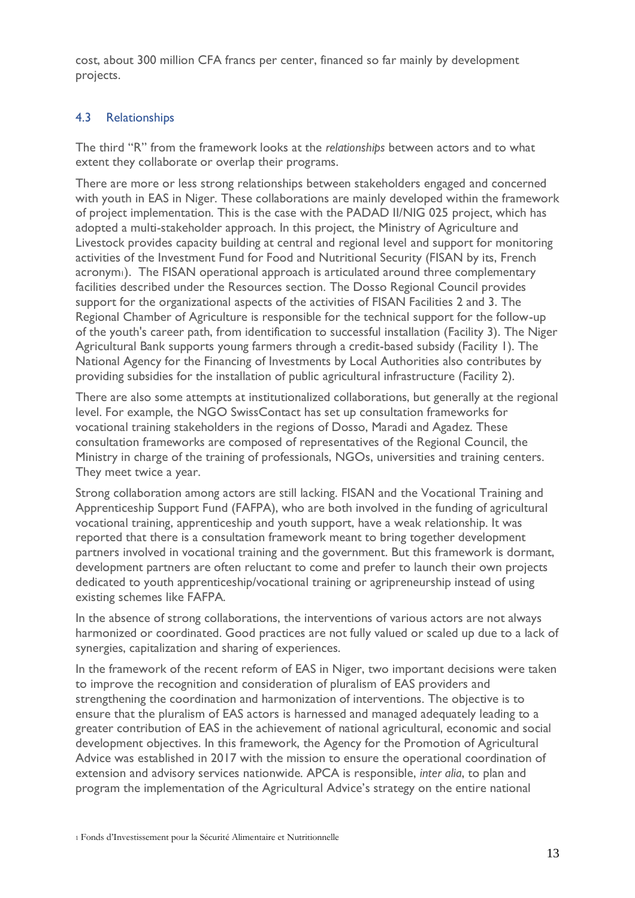cost, about 300 million CFA francs per center, financed so far mainly by development projects.

## 4.3 Relationships

The third "R" from the framework looks at the *relationships* between actors and to what extent they collaborate or overlap their programs.

There are more or less strong relationships between stakeholders engaged and concerned with youth in EAS in Niger. These collaborations are mainly developed within the framework of project implementation. This is the case with the PADAD II/NIG 025 project, which has adopted a multi-stakeholder approach. In this project, the Ministry of Agriculture and Livestock provides capacity building at central and regional level and support for monitoring activities of the Investment Fund for Food and Nutritional Security (FISAN by its, French acronym[1]). The FISAN operational approach is articulated around three complementary facilities described under the Resources section. The Dosso Regional Council provides support for the organizational aspects of the activities of FISAN Facilities 2 and 3. The Regional Chamber of Agriculture is responsible for the technical support for the follow-up of the youth's career path, from identification to successful installation (Facility 3). The Niger Agricultural Bank supports young farmers through a credit-based subsidy (Facility 1). The National Agency for the Financing of Investments by Local Authorities also contributes by providing subsidies for the installation of public agricultural infrastructure (Facility 2).

There are also some attempts at institutionalized collaborations, but generally at the regional level. For example, the NGO SwissContact has set up consultation frameworks for vocational training stakeholders in the regions of Dosso, Maradi and Agadez. These consultation frameworks are composed of representatives of the Regional Council, the Ministry in charge of the training of professionals, NGOs, universities and training centers. They meet twice a year.

Strong collaboration among actors are still lacking. FISAN and the Vocational Training and Apprenticeship Support Fund (FAFPA), who are both involved in the funding of agricultural vocational training, apprenticeship and youth support, have a weak relationship. It was reported that there is a consultation framework meant to bring together development partners involved in vocational training and the government. But this framework is dormant, development partners are often reluctant to come and prefer to launch their own projects dedicated to youth apprenticeship/vocational training or agripreneurship instead of using existing schemes like FAFPA.

In the absence of strong collaborations, the interventions of various actors are not always harmonized or coordinated. Good practices are not fully valued or scaled up due to a lack of synergies, capitalization and sharing of experiences.

In the framework of the recent reform of EAS in Niger, two important decisions were taken to improve the recognition and consideration of pluralism of EAS providers and strengthening the coordination and harmonization of interventions. The objective is to ensure that the pluralism of EAS actors is harnessed and managed adequately leading to a greater contribution of EAS in the achievement of national agricultural, economic and social development objectives. In this framework, the Agency for the Promotion of Agricultural Advice was established in 2017 with the mission to ensure the operational coordination of extension and advisory services nationwide. APCA is responsible, *inter alia*, to plan and program the implementation of the Agricultural Advice's strategy on the entire national

[1] Fonds d'Investissement pour la Sécurité Alimentaire et Nutritionnelle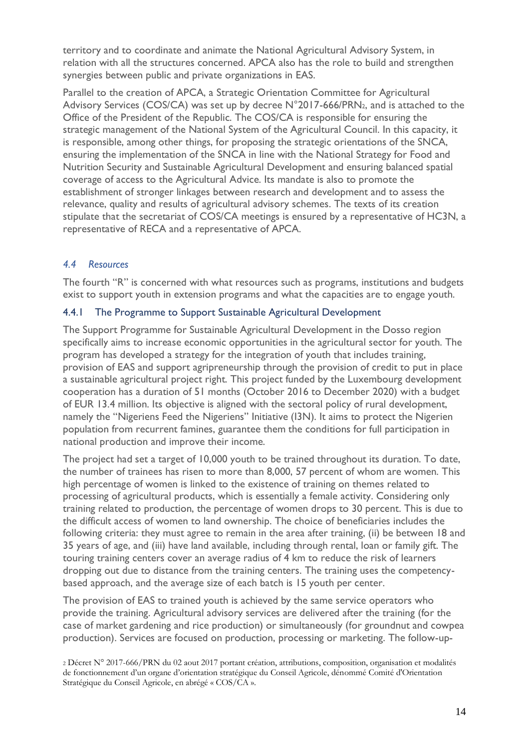territory and to coordinate and animate the National Agricultural Advisory System, in relation with all the structures concerned. APCA also has the role to build and strengthen synergies between public and private organizations in EAS.

Parallel to the creation of APCA, a Strategic Orientation Committee for Agricultural Advisory Services (COS/CA) was set up by decree N°2017-666/PRN[2], and is attached to the Office of the President of the Republic. The COS/CA is responsible for ensuring the strategic management of the National System of the Agricultural Council. In this capacity, it is responsible, among other things, for proposing the strategic orientations of the SNCA, ensuring the implementation of the SNCA in line with the National Strategy for Food and Nutrition Security and Sustainable Agricultural Development and ensuring balanced spatial coverage of access to the Agricultural Advice. Its mandate is also to promote the establishment of stronger linkages between research and development and to assess the relevance, quality and results of agricultural advisory schemes. The texts of its creation stipulate that the secretariat of COS/CA meetings is ensured by a representative of HC3N, a representative of RECA and a representative of APCA.

### *4.4 Resources*

The fourth "R" is concerned with what resources such as programs, institutions and budgets exist to support youth in extension programs and what the capacities are to engage youth.

#### 4.4.1 The Programme to Support Sustainable Agricultural Development

The Support Programme for Sustainable Agricultural Development in the Dosso region specifically aims to increase economic opportunities in the agricultural sector for youth. The program has developed a strategy for the integration of youth that includes training, provision of EAS and support agripreneurship through the provision of credit to put in place a sustainable agricultural project right. This project funded by the Luxembourg development cooperation has a duration of 51 months (October 2016 to December 2020) with a budget of EUR 13.4 million. Its objective is aligned with the sectoral policy of rural development, namely the "Nigeriens Feed the Nigeriens" Initiative (I3N). It aims to protect the Nigerien population from recurrent famines, guarantee them the conditions for full participation in national production and improve their income.

The project had set a target of 10,000 youth to be trained throughout its duration. To date, the number of trainees has risen to more than 8,000, 57 percent of whom are women. This high percentage of women is linked to the existence of training on themes related to processing of agricultural products, which is essentially a female activity. Considering only training related to production, the percentage of women drops to 30 percent. This is due to the difficult access of women to land ownership. The choice of beneficiaries includes the following criteria: they must agree to remain in the area after training, (ii) be between 18 and 35 years of age, and (iii) have land available, including through rental, loan or family gift. The touring training centers cover an average radius of 4 km to reduce the risk of learners dropping out due to distance from the training centers. The training uses the competency-based approach, and the average size of each batch is 15 youth per center.

The provision of EAS to trained youth is achieved by the same service operators who provide the training. Agricultural advisory services are delivered after the training (for the case of market gardening and rice production) or simultaneously (for groundnut and cowpea production). Services are focused on production, processing or marketing. The follow-up-

[2] Décret N° 2017-666/PRN du 02 aout 2017 portant création, attributions, composition, organisation et modalités de fonctionnement d'un organe d'orientation stratégique du Conseil Agricole, dénommé Comité d'Orientation Stratégique du Conseil Agricole, en abrégé « COS/CA ».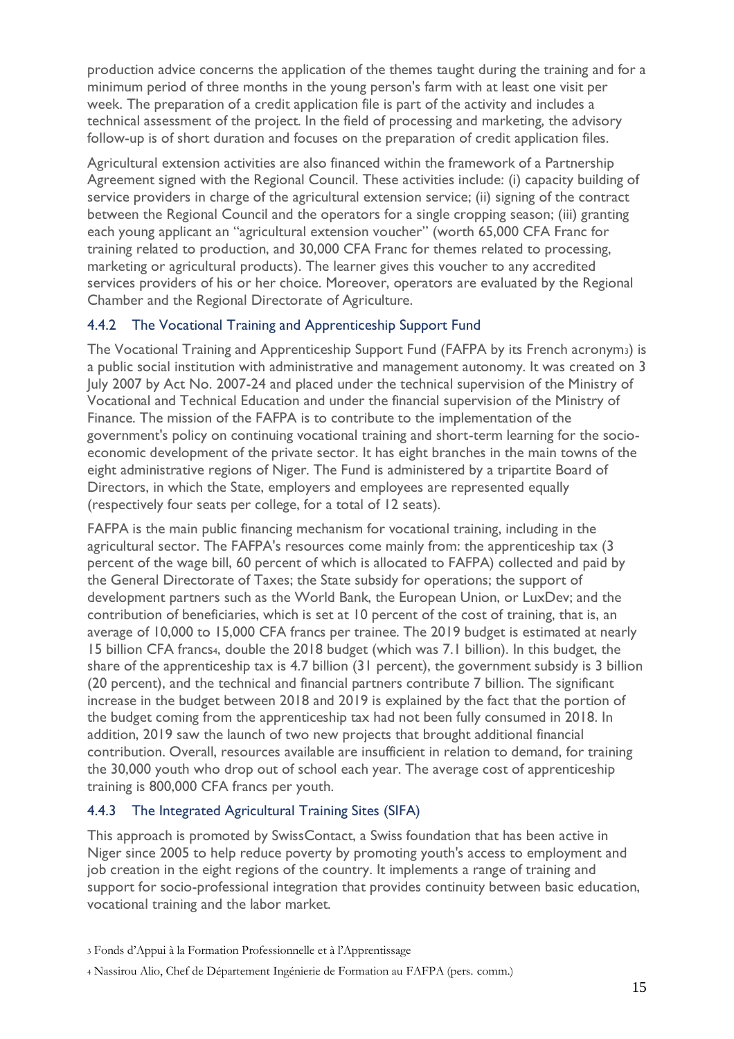production advice concerns the application of the themes taught during the training and for a minimum period of three months in the young person's farm with at least one visit per week. The preparation of a credit application file is part of the activity and includes a technical assessment of the project. In the field of processing and marketing, the advisory follow-up is of short duration and focuses on the preparation of credit application files.

Agricultural extension activities are also financed within the framework of a Partnership Agreement signed with the Regional Council. These activities include: (i) capacity building of service providers in charge of the agricultural extension service; (ii) signing of the contract between the Regional Council and the operators for a single cropping season; (iii) granting each young applicant an "agricultural extension voucher" (worth 65,000 CFA Franc for training related to production, and 30,000 CFA Franc for themes related to processing, marketing or agricultural products). The learner gives this voucher to any accredited services providers of his or her choice. Moreover, operators are evaluated by the Regional Chamber and the Regional Directorate of Agriculture.

### 4.4.2 The Vocational Training and Apprenticeship Support Fund

The Vocational Training and Apprenticeship Support Fund (FAFPA by its French acronym[3]) is a public social institution with administrative and management autonomy. It was created on 3 July 2007 by Act No. 2007-24 and placed under the technical supervision of the Ministry of Vocational and Technical Education and under the financial supervision of the Ministry of Finance. The mission of the FAFPA is to contribute to the implementation of the government's policy on continuing vocational training and short-term learning for the socio-economic development of the private sector. It has eight branches in the main towns of the eight administrative regions of Niger. The Fund is administered by a tripartite Board of Directors, in which the State, employers and employees are represented equally (respectively four seats per college, for a total of 12 seats).

FAFPA is the main public financing mechanism for vocational training, including in the agricultural sector. The FAFPA's resources come mainly from: the apprenticeship tax (3 percent of the wage bill, 60 percent of which is allocated to FAFPA) collected and paid by the General Directorate of Taxes; the State subsidy for operations; the support of development partners such as the World Bank, the European Union, or LuxDev; and the contribution of beneficiaries, which is set at 10 percent of the cost of training, that is, an average of 10,000 to 15,000 CFA francs per trainee. The 2019 budget is estimated at nearly 15 billion CFA francs[4], double the 2018 budget (which was 7.1 billion). In this budget, the share of the apprenticeship tax is 4.7 billion (31 percent), the government subsidy is 3 billion (20 percent), and the technical and financial partners contribute 7 billion. The significant increase in the budget between 2018 and 2019 is explained by the fact that the portion of the budget coming from the apprenticeship tax had not been fully consumed in 2018. In addition, 2019 saw the launch of two new projects that brought additional financial contribution. Overall, resources available are insufficient in relation to demand, for training the 30,000 youth who drop out of school each year. The average cost of apprenticeship training is 800,000 CFA francs per youth.

### 4.4.3 The Integrated Agricultural Training Sites (SIFA)

This approach is promoted by SwissContact, a Swiss foundation that has been active in Niger since 2005 to help reduce poverty by promoting youth's access to employment and job creation in the eight regions of the country. It implements a range of training and support for socio-professional integration that provides continuity between basic education, vocational training and the labor market.

[3] Fonds d'Appui à la Formation Professionnelle et à l'Apprentissage

[4] Nassirou Alio, Chef de Département Ingénierie de Formation au FAFPA (pers. comm.)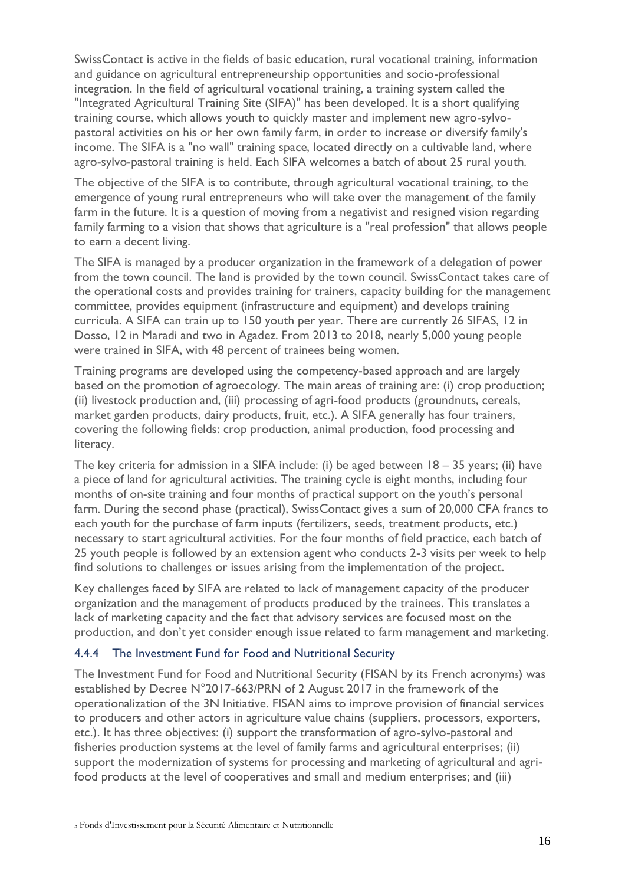SwissContact is active in the fields of basic education, rural vocational training, information and guidance on agricultural entrepreneurship opportunities and socio-professional integration. In the field of agricultural vocational training, a training system called the "Integrated Agricultural Training Site (SIFA)" has been developed. It is a short qualifying training course, which allows youth to quickly master and implement new agro-sylvo-pastoral activities on his or her own family farm, in order to increase or diversify family's income. The SIFA is a "no wall" training space, located directly on a cultivable land, where agro-sylvo-pastoral training is held. Each SIFA welcomes a batch of about 25 rural youth.

The objective of the SIFA is to contribute, through agricultural vocational training, to the emergence of young rural entrepreneurs who will take over the management of the family farm in the future. It is a question of moving from a negativist and resigned vision regarding family farming to a vision that shows that agriculture is a "real profession" that allows people to earn a decent living.

The SIFA is managed by a producer organization in the framework of a delegation of power from the town council. The land is provided by the town council. SwissContact takes care of the operational costs and provides training for trainers, capacity building for the management committee, provides equipment (infrastructure and equipment) and develops training curricula. A SIFA can train up to 150 youth per year. There are currently 26 SIFAS, 12 in Dosso, 12 in Maradi and two in Agadez. From 2013 to 2018, nearly 5,000 young people were trained in SIFA, with 48 percent of trainees being women.

Training programs are developed using the competency-based approach and are largely based on the promotion of agroecology. The main areas of training are: (i) crop production; (ii) livestock production and, (iii) processing of agri-food products (groundnuts, cereals, market garden products, dairy products, fruit, etc.). A SIFA generally has four trainers, covering the following fields: crop production, animal production, food processing and literacy.

The key criteria for admission in a SIFA include: (i) be aged between 18 – 35 years; (ii) have a piece of land for agricultural activities. The training cycle is eight months, including four months of on-site training and four months of practical support on the youth's personal farm. During the second phase (practical), SwissContact gives a sum of 20,000 CFA francs to each youth for the purchase of farm inputs (fertilizers, seeds, treatment products, etc.) necessary to start agricultural activities. For the four months of field practice, each batch of 25 youth people is followed by an extension agent who conducts 2-3 visits per week to help find solutions to challenges or issues arising from the implementation of the project.

Key challenges faced by SIFA are related to lack of management capacity of the producer organization and the management of products produced by the trainees. This translates a lack of marketing capacity and the fact that advisory services are focused most on the production, and don't yet consider enough issue related to farm management and marketing.

#### 4.4.4 The Investment Fund for Food and Nutritional Security

The Investment Fund for Food and Nutritional Security (FISAN by its French acronym[5]) was established by Decree N°2017-663/PRN of 2 August 2017 in the framework of the operationalization of the 3N Initiative. FISAN aims to improve provision of financial services to producers and other actors in agriculture value chains (suppliers, processors, exporters, etc.). It has three objectives: (i) support the transformation of agro-sylvo-pastoral and fisheries production systems at the level of family farms and agricultural enterprises; (ii) support the modernization of systems for processing and marketing of agricultural and agri-food products at the level of cooperatives and small and medium enterprises; and (iii)

[5] Fonds d'Investissement pour la Sécurité Alimentaire et Nutritionnelle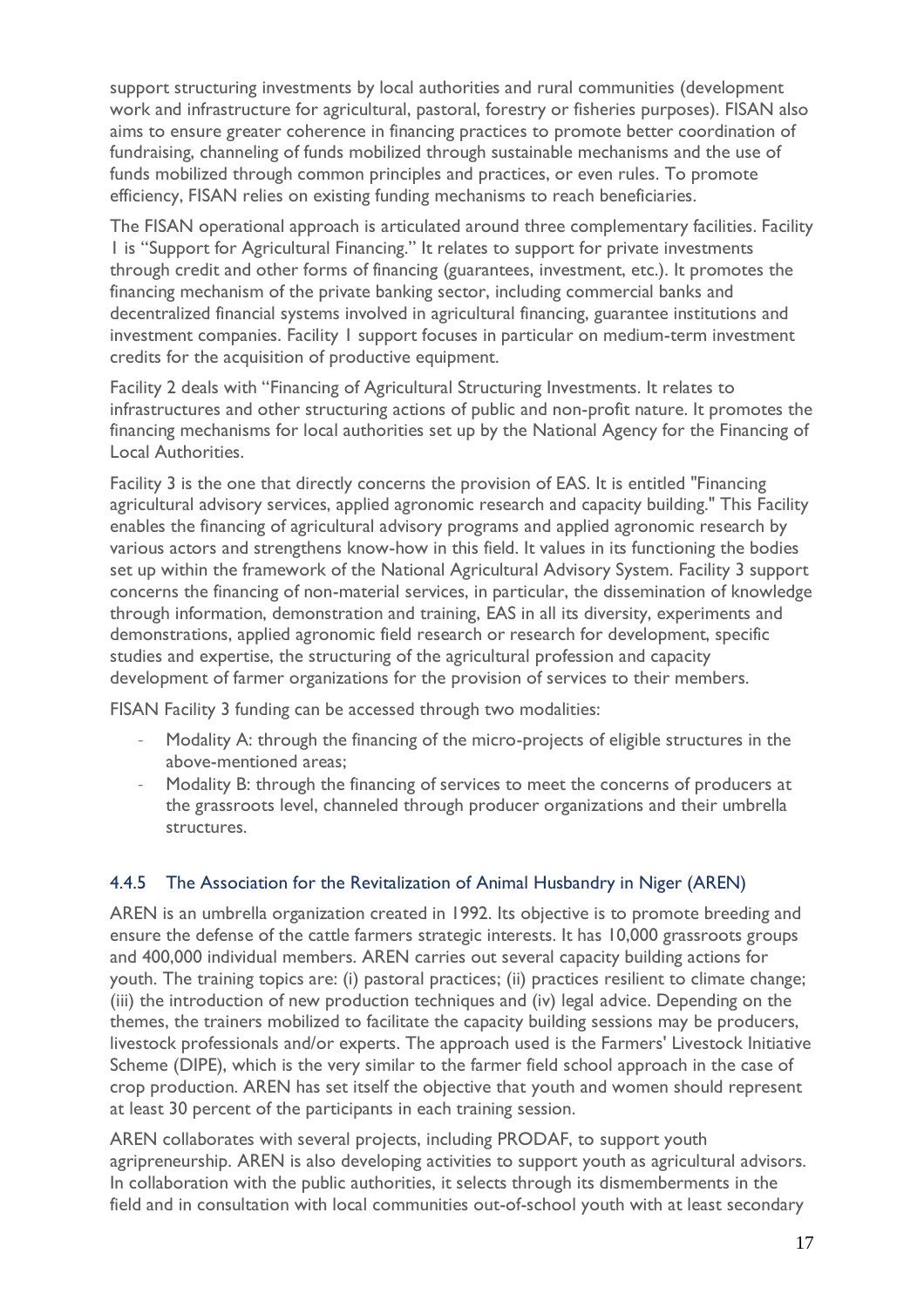support structuring investments by local authorities and rural communities (development work and infrastructure for agricultural, pastoral, forestry or fisheries purposes). FISAN also aims to ensure greater coherence in financing practices to promote better coordination of fundraising, channeling of funds mobilized through sustainable mechanisms and the use of funds mobilized through common principles and practices, or even rules. To promote efficiency, FISAN relies on existing funding mechanisms to reach beneficiaries.

The FISAN operational approach is articulated around three complementary facilities. Facility 1 is "Support for Agricultural Financing." It relates to support for private investments through credit and other forms of financing (guarantees, investment, etc.). It promotes the financing mechanism of the private banking sector, including commercial banks and decentralized financial systems involved in agricultural financing, guarantee institutions and investment companies. Facility 1 support focuses in particular on medium-term investment credits for the acquisition of productive equipment.

Facility 2 deals with "Financing of Agricultural Structuring Investments. It relates to infrastructures and other structuring actions of public and non-profit nature. It promotes the financing mechanisms for local authorities set up by the National Agency for the Financing of Local Authorities.

Facility 3 is the one that directly concerns the provision of EAS. It is entitled "Financing agricultural advisory services, applied agronomic research and capacity building." This Facility enables the financing of agricultural advisory programs and applied agronomic research by various actors and strengthens know-how in this field. It values in its functioning the bodies set up within the framework of the National Agricultural Advisory System. Facility 3 support concerns the financing of non-material services, in particular, the dissemination of knowledge through information, demonstration and training, EAS in all its diversity, experiments and demonstrations, applied agronomic field research or research for development, specific studies and expertise, the structuring of the agricultural profession and capacity development of farmer organizations for the provision of services to their members.

FISAN Facility 3 funding can be accessed through two modalities:

- Modality A: through the financing of the micro-projects of eligible structures in the above-mentioned areas;
- Modality B: through the financing of services to meet the concerns of producers at the grassroots level, channeled through producer organizations and their umbrella structures.

### 4.4.5 The Association for the Revitalization of Animal Husbandry in Niger (AREN)

AREN is an umbrella organization created in 1992. Its objective is to promote breeding and ensure the defense of the cattle farmers strategic interests. It has 10,000 grassroots groups and 400,000 individual members. AREN carries out several capacity building actions for youth. The training topics are: (i) pastoral practices; (ii) practices resilient to climate change; (iii) the introduction of new production techniques and (iv) legal advice. Depending on the themes, the trainers mobilized to facilitate the capacity building sessions may be producers, livestock professionals and/or experts. The approach used is the Farmers' Livestock Initiative Scheme (DIPE), which is the very similar to the farmer field school approach in the case of crop production. AREN has set itself the objective that youth and women should represent at least 30 percent of the participants in each training session.

AREN collaborates with several projects, including PRODAF, to support youth agripreneurship. AREN is also developing activities to support youth as agricultural advisors. In collaboration with the public authorities, it selects through its dismemberments in the field and in consultation with local communities out-of-school youth with at least secondary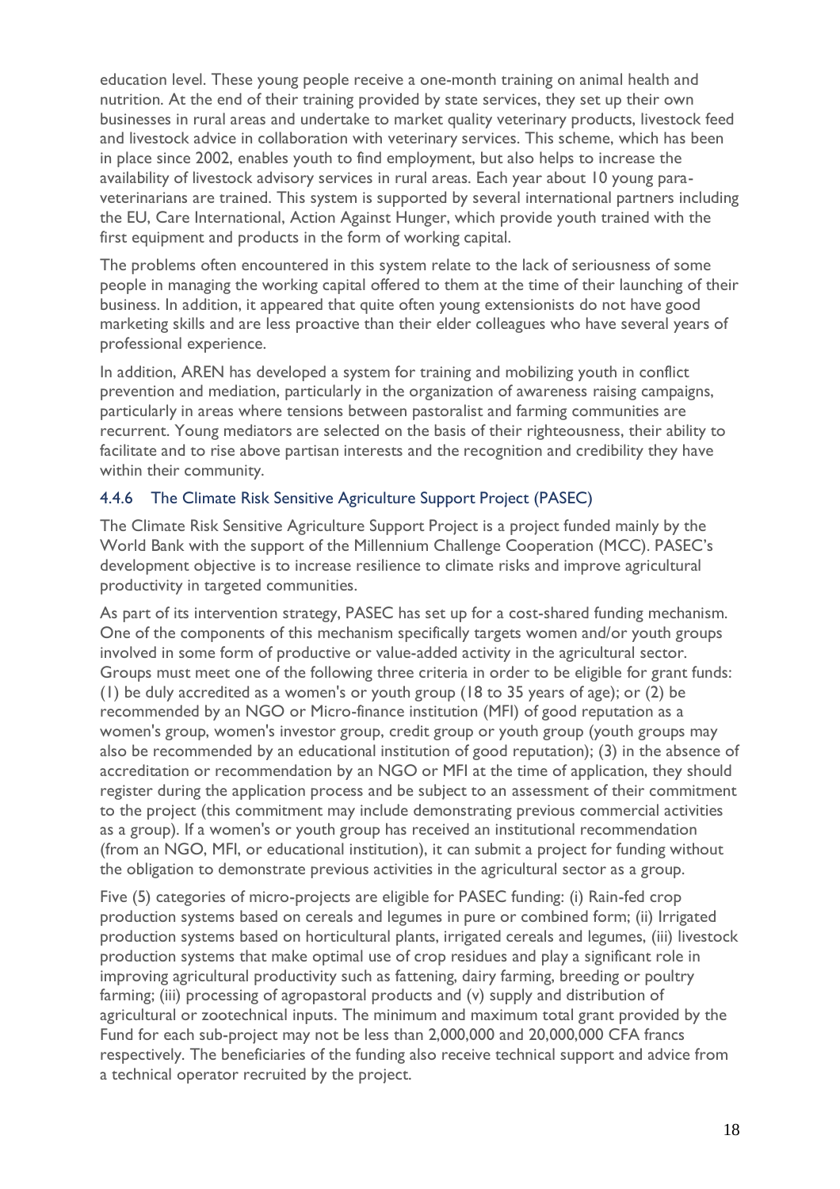education level. These young people receive a one-month training on animal health and nutrition. At the end of their training provided by state services, they set up their own businesses in rural areas and undertake to market quality veterinary products, livestock feed and livestock advice in collaboration with veterinary services. This scheme, which has been in place since 2002, enables youth to find employment, but also helps to increase the availability of livestock advisory services in rural areas. Each year about 10 young para-veterinarians are trained. This system is supported by several international partners including the EU, Care International, Action Against Hunger, which provide youth trained with the first equipment and products in the form of working capital.

The problems often encountered in this system relate to the lack of seriousness of some people in managing the working capital offered to them at the time of their launching of their business. In addition, it appeared that quite often young extensionists do not have good marketing skills and are less proactive than their elder colleagues who have several years of professional experience.

In addition, AREN has developed a system for training and mobilizing youth in conflict prevention and mediation, particularly in the organization of awareness raising campaigns, particularly in areas where tensions between pastoralist and farming communities are recurrent. Young mediators are selected on the basis of their righteousness, their ability to facilitate and to rise above partisan interests and the recognition and credibility they have within their community.

### 4.4.6 The Climate Risk Sensitive Agriculture Support Project (PASEC)

The Climate Risk Sensitive Agriculture Support Project is a project funded mainly by the World Bank with the support of the Millennium Challenge Cooperation (MCC). PASEC's development objective is to increase resilience to climate risks and improve agricultural productivity in targeted communities.

As part of its intervention strategy, PASEC has set up for a cost-shared funding mechanism. One of the components of this mechanism specifically targets women and/or youth groups involved in some form of productive or value-added activity in the agricultural sector. Groups must meet one of the following three criteria in order to be eligible for grant funds: (1) be duly accredited as a women's or youth group (18 to 35 years of age); or (2) be recommended by an NGO or Micro-finance institution (MFI) of good reputation as a women's group, women's investor group, credit group or youth group (youth groups may also be recommended by an educational institution of good reputation); (3) in the absence of accreditation or recommendation by an NGO or MFI at the time of application, they should register during the application process and be subject to an assessment of their commitment to the project (this commitment may include demonstrating previous commercial activities as a group). If a women's or youth group has received an institutional recommendation (from an NGO, MFI, or educational institution), it can submit a project for funding without the obligation to demonstrate previous activities in the agricultural sector as a group.

Five (5) categories of micro-projects are eligible for PASEC funding: (i) Rain-fed crop production systems based on cereals and legumes in pure or combined form; (ii) Irrigated production systems based on horticultural plants, irrigated cereals and legumes, (iii) livestock production systems that make optimal use of crop residues and play a significant role in improving agricultural productivity such as fattening, dairy farming, breeding or poultry farming; (iii) processing of agropastoral products and (v) supply and distribution of agricultural or zootechnical inputs. The minimum and maximum total grant provided by the Fund for each sub-project may not be less than 2,000,000 and 20,000,000 CFA francs respectively. The beneficiaries of the funding also receive technical support and advice from a technical operator recruited by the project.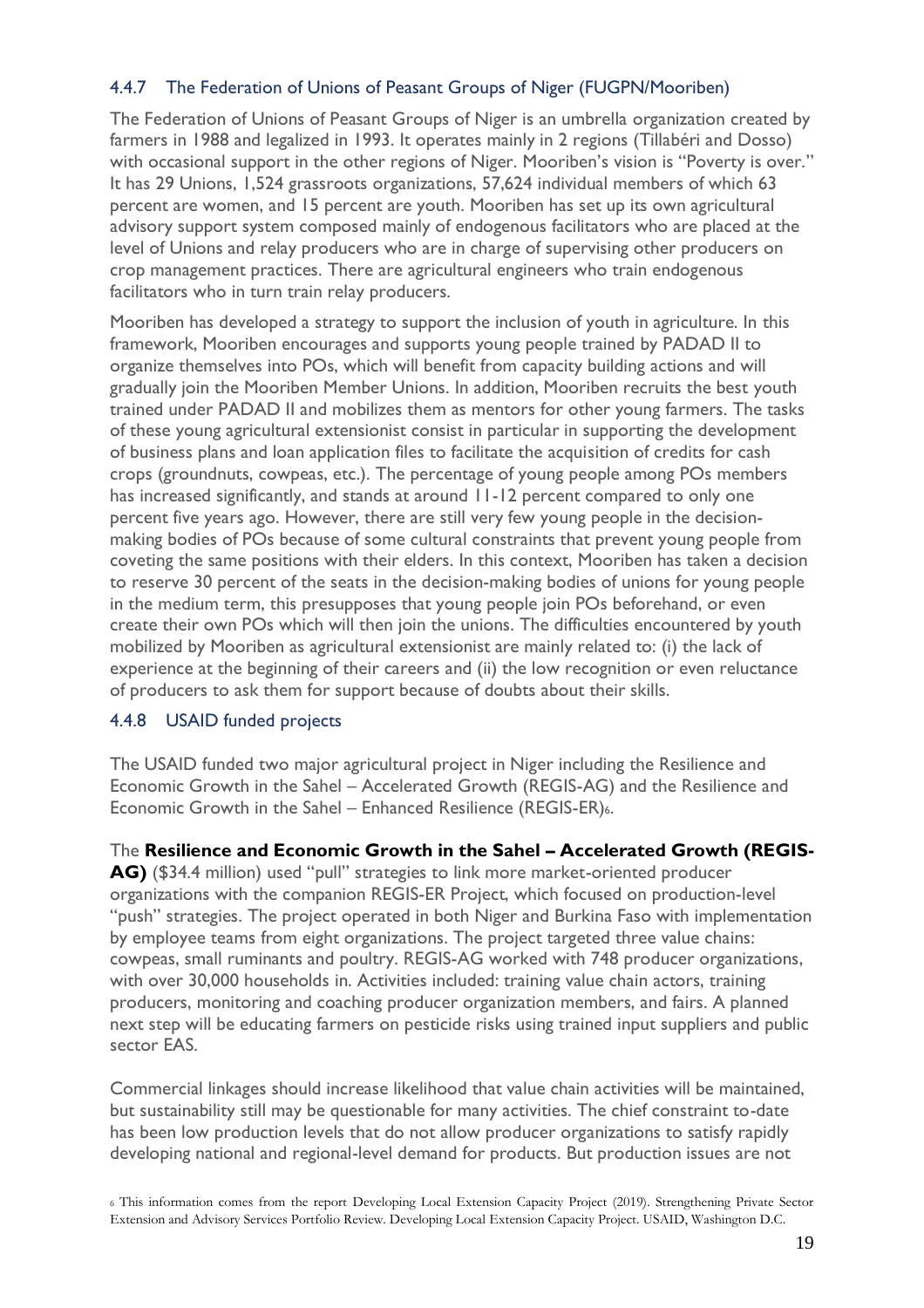### 4.4.7 The Federation of Unions of Peasant Groups of Niger (FUGPN/Mooriben)

The Federation of Unions of Peasant Groups of Niger is an umbrella organization created by farmers in 1988 and legalized in 1993. It operates mainly in 2 regions (Tillabéri and Dosso) with occasional support in the other regions of Niger. Mooriben's vision is "Poverty is over." It has 29 Unions, 1,524 grassroots organizations, 57,624 individual members of which 63 percent are women, and 15 percent are youth. Mooriben has set up its own agricultural advisory support system composed mainly of endogenous facilitators who are placed at the level of Unions and relay producers who are in charge of supervising other producers on crop management practices. There are agricultural engineers who train endogenous facilitators who in turn train relay producers.

Mooriben has developed a strategy to support the inclusion of youth in agriculture. In this framework, Mooriben encourages and supports young people trained by PADAD II to organize themselves into POs, which will benefit from capacity building actions and will gradually join the Mooriben Member Unions. In addition, Mooriben recruits the best youth trained under PADAD II and mobilizes them as mentors for other young farmers. The tasks of these young agricultural extensionist consist in particular in supporting the development of business plans and loan application files to facilitate the acquisition of credits for cash crops (groundnuts, cowpeas, etc.). The percentage of young people among POs members has increased significantly, and stands at around 11-12 percent compared to only one percent five years ago. However, there are still very few young people in the decision-making bodies of POs because of some cultural constraints that prevent young people from coveting the same positions with their elders. In this context, Mooriben has taken a decision to reserve 30 percent of the seats in the decision-making bodies of unions for young people in the medium term, this presupposes that young people join POs beforehand, or even create their own POs which will then join the unions. The difficulties encountered by youth mobilized by Mooriben as agricultural extensionist are mainly related to: (i) the lack of experience at the beginning of their careers and (ii) the low recognition or even reluctance of producers to ask them for support because of doubts about their skills.

### 4.4.8 USAID funded projects

The USAID funded two major agricultural project in Niger including the Resilience and Economic Growth in the Sahel – Accelerated Growth (REGIS-AG) and the Resilience and Economic Growth in the Sahel – Enhanced Resilience (REGIS-ER)[6].

The **Resilience and Economic Growth in the Sahel – Accelerated Growth (REGIS-AG)** ($34.4 million) used "pull" strategies to link more market-oriented producer organizations with the companion REGIS-ER Project, which focused on production-level "push" strategies. The project operated in both Niger and Burkina Faso with implementation by employee teams from eight organizations. The project targeted three value chains: cowpeas, small ruminants and poultry. REGIS-AG worked with 748 producer organizations, with over 30,000 households in. Activities included: training value chain actors, training producers, monitoring and coaching producer organization members, and fairs. A planned next step will be educating farmers on pesticide risks using trained input suppliers and public sector EAS.

Commercial linkages should increase likelihood that value chain activities will be maintained, but sustainability still may be questionable for many activities. The chief constraint to-date has been low production levels that do not allow producer organizations to satisfy rapidly developing national and regional-level demand for products. But production issues are not

[6] This information comes from the report Developing Local Extension Capacity Project (2019). Strengthening Private Sector Extension and Advisory Services Portfolio Review. Developing Local Extension Capacity Project. USAID, Washington D.C.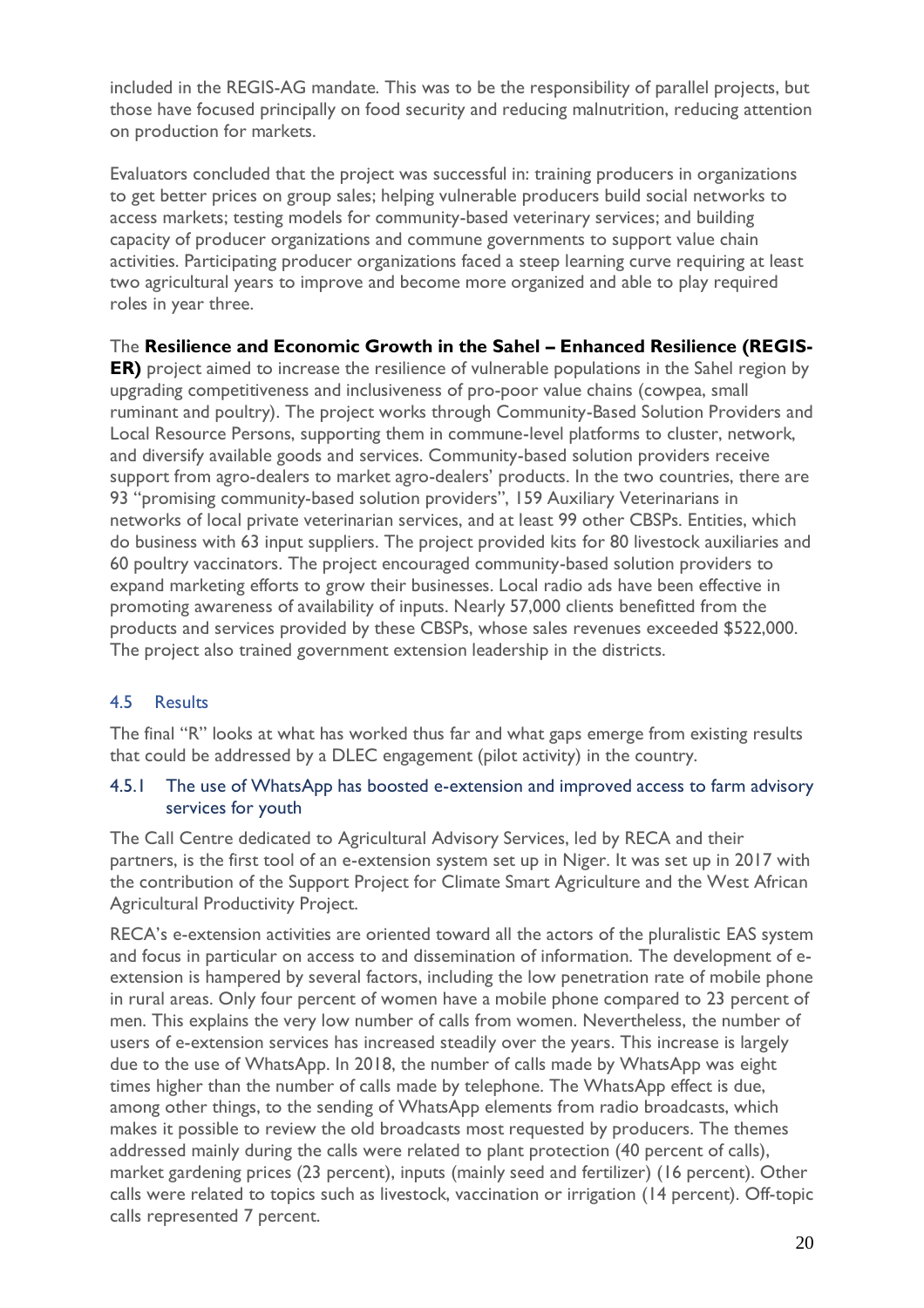included in the REGIS-AG mandate. This was to be the responsibility of parallel projects, but those have focused principally on food security and reducing malnutrition, reducing attention on production for markets.

Evaluators concluded that the project was successful in: training producers in organizations to get better prices on group sales; helping vulnerable producers build social networks to access markets; testing models for community-based veterinary services; and building capacity of producer organizations and commune governments to support value chain activities. Participating producer organizations faced a steep learning curve requiring at least two agricultural years to improve and become more organized and able to play required roles in year three.

The **Resilience and Economic Growth in the Sahel – Enhanced Resilience (REGIS-ER)** project aimed to increase the resilience of vulnerable populations in the Sahel region by upgrading competitiveness and inclusiveness of pro-poor value chains (cowpea, small ruminant and poultry). The project works through Community-Based Solution Providers and Local Resource Persons, supporting them in commune-level platforms to cluster, network, and diversify available goods and services. Community-based solution providers receive support from agro-dealers to market agro-dealers' products. In the two countries, there are 93 "promising community-based solution providers", 159 Auxiliary Veterinarians in networks of local private veterinarian services, and at least 99 other CBSPs. Entities, which do business with 63 input suppliers. The project provided kits for 80 livestock auxiliaries and 60 poultry vaccinators. The project encouraged community-based solution providers to expand marketing efforts to grow their businesses. Local radio ads have been effective in promoting awareness of availability of inputs. Nearly 57,000 clients benefitted from the products and services provided by these CBSPs, whose sales revenues exceeded $522,000. The project also trained government extension leadership in the districts.

## 4.5 Results

The final "R" looks at what has worked thus far and what gaps emerge from existing results that could be addressed by a DLEC engagement (pilot activity) in the country.

### 4.5.1 The use of WhatsApp has boosted e-extension and improved access to farm advisory services for youth

The Call Centre dedicated to Agricultural Advisory Services, led by RECA and their partners, is the first tool of an e-extension system set up in Niger. It was set up in 2017 with the contribution of the Support Project for Climate Smart Agriculture and the West African Agricultural Productivity Project.

RECA's e-extension activities are oriented toward all the actors of the pluralistic EAS system and focus in particular on access to and dissemination of information. The development of e-extension is hampered by several factors, including the low penetration rate of mobile phone in rural areas. Only four percent of women have a mobile phone compared to 23 percent of men. This explains the very low number of calls from women. Nevertheless, the number of users of e-extension services has increased steadily over the years. This increase is largely due to the use of WhatsApp. In 2018, the number of calls made by WhatsApp was eight times higher than the number of calls made by telephone. The WhatsApp effect is due, among other things, to the sending of WhatsApp elements from radio broadcasts, which makes it possible to review the old broadcasts most requested by producers. The themes addressed mainly during the calls were related to plant protection (40 percent of calls), market gardening prices (23 percent), inputs (mainly seed and fertilizer) (16 percent). Other calls were related to topics such as livestock, vaccination or irrigation (14 percent). Off-topic calls represented 7 percent.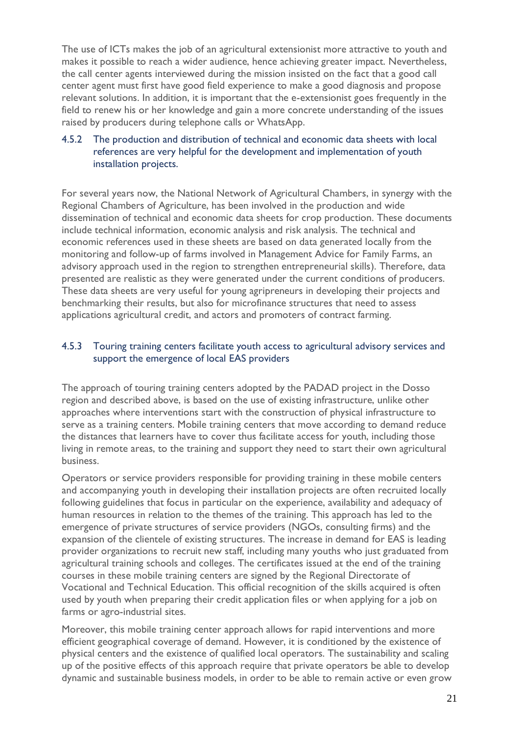The use of ICTs makes the job of an agricultural extensionist more attractive to youth and makes it possible to reach a wider audience, hence achieving greater impact. Nevertheless, the call center agents interviewed during the mission insisted on the fact that a good call center agent must first have good field experience to make a good diagnosis and propose relevant solutions. In addition, it is important that the e-extensionist goes frequently in the field to renew his or her knowledge and gain a more concrete understanding of the issues raised by producers during telephone calls or WhatsApp.

### 4.5.2 The production and distribution of technical and economic data sheets with local references are very helpful for the development and implementation of youth installation projects.

For several years now, the National Network of Agricultural Chambers, in synergy with the Regional Chambers of Agriculture, has been involved in the production and wide dissemination of technical and economic data sheets for crop production. These documents include technical information, economic analysis and risk analysis. The technical and economic references used in these sheets are based on data generated locally from the monitoring and follow-up of farms involved in Management Advice for Family Farms, an advisory approach used in the region to strengthen entrepreneurial skills). Therefore, data presented are realistic as they were generated under the current conditions of producers. These data sheets are very useful for young agripreneurs in developing their projects and benchmarking their results, but also for microfinance structures that need to assess applications agricultural credit, and actors and promoters of contract farming.

### 4.5.3 Touring training centers facilitate youth access to agricultural advisory services and support the emergence of local EAS providers

The approach of touring training centers adopted by the PADAD project in the Dosso region and described above, is based on the use of existing infrastructure, unlike other approaches where interventions start with the construction of physical infrastructure to serve as a training centers. Mobile training centers that move according to demand reduce the distances that learners have to cover thus facilitate access for youth, including those living in remote areas, to the training and support they need to start their own agricultural business.

Operators or service providers responsible for providing training in these mobile centers and accompanying youth in developing their installation projects are often recruited locally following guidelines that focus in particular on the experience, availability and adequacy of human resources in relation to the themes of the training. This approach has led to the emergence of private structures of service providers (NGOs, consulting firms) and the expansion of the clientele of existing structures. The increase in demand for EAS is leading provider organizations to recruit new staff, including many youths who just graduated from agricultural training schools and colleges. The certificates issued at the end of the training courses in these mobile training centers are signed by the Regional Directorate of Vocational and Technical Education. This official recognition of the skills acquired is often used by youth when preparing their credit application files or when applying for a job on farms or agro-industrial sites.

Moreover, this mobile training center approach allows for rapid interventions and more efficient geographical coverage of demand. However, it is conditioned by the existence of physical centers and the existence of qualified local operators. The sustainability and scaling up of the positive effects of this approach require that private operators be able to develop dynamic and sustainable business models, in order to be able to remain active or even grow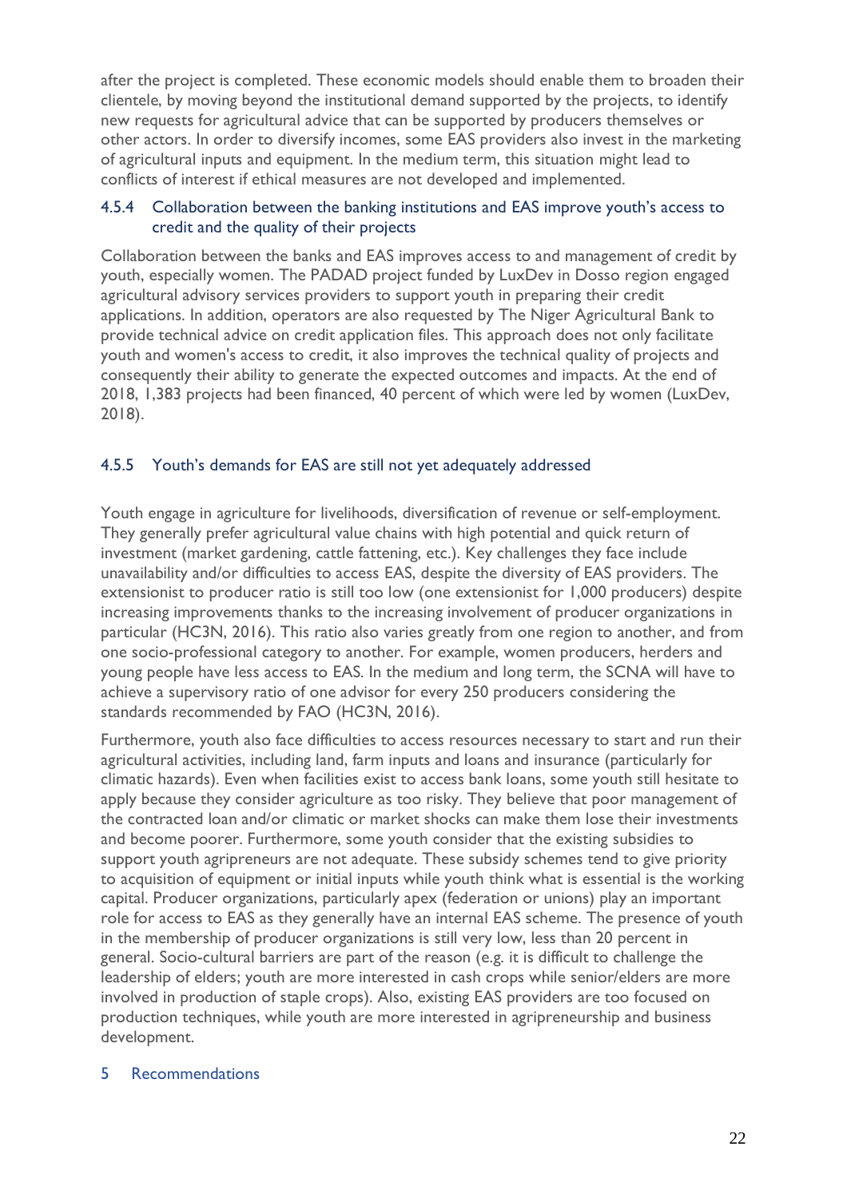after the project is completed. These economic models should enable them to broaden their clientele, by moving beyond the institutional demand supported by the projects, to identify new requests for agricultural advice that can be supported by producers themselves or other actors. In order to diversify incomes, some EAS providers also invest in the marketing of agricultural inputs and equipment. In the medium term, this situation might lead to conflicts of interest if ethical measures are not developed and implemented.

### 4.5.4 Collaboration between the banking institutions and EAS improve youth's access to credit and the quality of their projects

Collaboration between the banks and EAS improves access to and management of credit by youth, especially women. The PADAD project funded by LuxDev in Dosso region engaged agricultural advisory services providers to support youth in preparing their credit applications. In addition, operators are also requested by The Niger Agricultural Bank to provide technical advice on credit application files. This approach does not only facilitate youth and women's access to credit, it also improves the technical quality of projects and consequently their ability to generate the expected outcomes and impacts. At the end of 2018, 1,383 projects had been financed, 40 percent of which were led by women (LuxDev, 2018).

### 4.5.5 Youth's demands for EAS are still not yet adequately addressed

Youth engage in agriculture for livelihoods, diversification of revenue or self-employment. They generally prefer agricultural value chains with high potential and quick return of investment (market gardening, cattle fattening, etc.). Key challenges they face include unavailability and/or difficulties to access EAS, despite the diversity of EAS providers. The extensionist to producer ratio is still too low (one extensionist for 1,000 producers) despite increasing improvements thanks to the increasing involvement of producer organizations in particular (HC3N, 2016). This ratio also varies greatly from one region to another, and from one socio-professional category to another. For example, women producers, herders and young people have less access to EAS. In the medium and long term, the SCNA will have to achieve a supervisory ratio of one advisor for every 250 producers considering the standards recommended by FAO (HC3N, 2016).

Furthermore, youth also face difficulties to access resources necessary to start and run their agricultural activities, including land, farm inputs and loans and insurance (particularly for climatic hazards). Even when facilities exist to access bank loans, some youth still hesitate to apply because they consider agriculture as too risky. They believe that poor management of the contracted loan and/or climatic or market shocks can make them lose their investments and become poorer. Furthermore, some youth consider that the existing subsidies to support youth agripreneurs are not adequate. These subsidy schemes tend to give priority to acquisition of equipment or initial inputs while youth think what is essential is the working capital. Producer organizations, particularly apex (federation or unions) play an important role for access to EAS as they generally have an internal EAS scheme. The presence of youth in the membership of producer organizations is still very low, less than 20 percent in general. Socio-cultural barriers are part of the reason (e.g. it is difficult to challenge the leadership of elders; youth are more interested in cash crops while senior/elders are more involved in production of staple crops). Also, existing EAS providers are too focused on production techniques, while youth are more interested in agripreneurship and business development.

## 5 Recommendations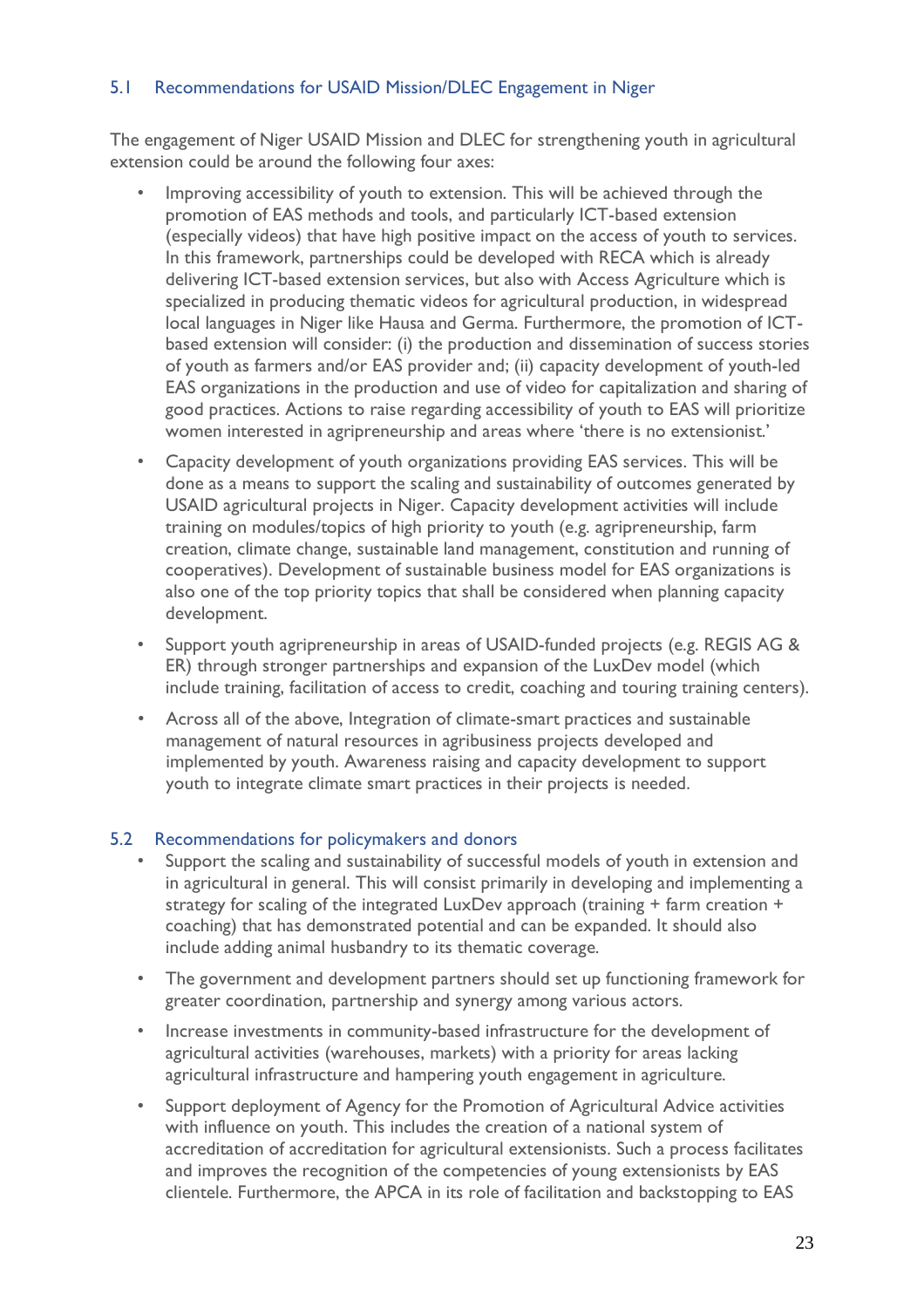### 5.1 Recommendations for USAID Mission/DLEC Engagement in Niger

The engagement of Niger USAID Mission and DLEC for strengthening youth in agricultural extension could be around the following four axes:

- Improving accessibility of youth to extension. This will be achieved through the promotion of EAS methods and tools, and particularly ICT-based extension (especially videos) that have high positive impact on the access of youth to services. In this framework, partnerships could be developed with RECA which is already delivering ICT-based extension services, but also with Access Agriculture which is specialized in producing thematic videos for agricultural production, in widespread local languages in Niger like Hausa and Germa. Furthermore, the promotion of ICT-based extension will consider: (i) the production and dissemination of success stories of youth as farmers and/or EAS provider and; (ii) capacity development of youth-led EAS organizations in the production and use of video for capitalization and sharing of good practices. Actions to raise regarding accessibility of youth to EAS will prioritize women interested in agripreneurship and areas where 'there is no extensionist.'
- Capacity development of youth organizations providing EAS services. This will be done as a means to support the scaling and sustainability of outcomes generated by USAID agricultural projects in Niger. Capacity development activities will include training on modules/topics of high priority to youth (e.g. agripreneurship, farm creation, climate change, sustainable land management, constitution and running of cooperatives). Development of sustainable business model for EAS organizations is also one of the top priority topics that shall be considered when planning capacity development.
- Support youth agripreneurship in areas of USAID-funded projects (e.g. REGIS AG & ER) through stronger partnerships and expansion of the LuxDev model (which include training, facilitation of access to credit, coaching and touring training centers).
- Across all of the above, Integration of climate-smart practices and sustainable management of natural resources in agribusiness projects developed and implemented by youth. Awareness raising and capacity development to support youth to integrate climate smart practices in their projects is needed.

### 5.2 Recommendations for policymakers and donors

- Support the scaling and sustainability of successful models of youth in extension and in agricultural in general. This will consist primarily in developing and implementing a strategy for scaling of the integrated LuxDev approach (training + farm creation + coaching) that has demonstrated potential and can be expanded. It should also include adding animal husbandry to its thematic coverage.
- The government and development partners should set up functioning framework for greater coordination, partnership and synergy among various actors.
- Increase investments in community-based infrastructure for the development of agricultural activities (warehouses, markets) with a priority for areas lacking agricultural infrastructure and hampering youth engagement in agriculture.
- Support deployment of Agency for the Promotion of Agricultural Advice activities with influence on youth. This includes the creation of a national system of accreditation of accreditation for agricultural extensionists. Such a process facilitates and improves the recognition of the competencies of young extensionists by EAS clientele. Furthermore, the APCA in its role of facilitation and backstopping to EAS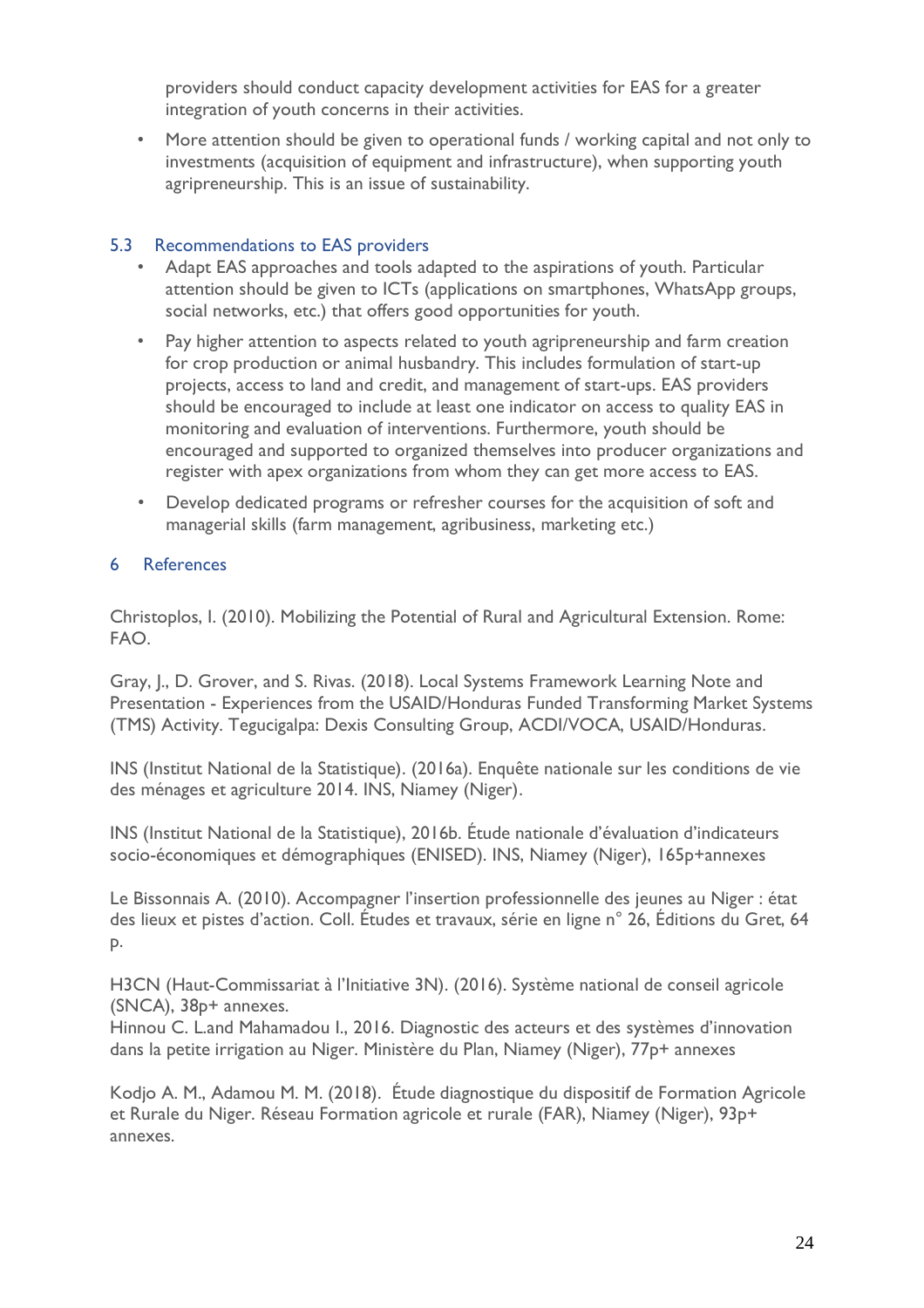providers should conduct capacity development activities for EAS for a greater integration of youth concerns in their activities.

- More attention should be given to operational funds / working capital and not only to investments (acquisition of equipment and infrastructure), when supporting youth agripreneurship. This is an issue of sustainability.

### 5.3 Recommendations to EAS providers

- Adapt EAS approaches and tools adapted to the aspirations of youth. Particular attention should be given to ICTs (applications on smartphones, WhatsApp groups, social networks, etc.) that offers good opportunities for youth.
- Pay higher attention to aspects related to youth agripreneurship and farm creation for crop production or animal husbandry. This includes formulation of start-up projects, access to land and credit, and management of start-ups. EAS providers should be encouraged to include at least one indicator on access to quality EAS in monitoring and evaluation of interventions. Furthermore, youth should be encouraged and supported to organized themselves into producer organizations and register with apex organizations from whom they can get more access to EAS.
- Develop dedicated programs or refresher courses for the acquisition of soft and managerial skills (farm management, agribusiness, marketing etc.)

## 6 References

Christoplos, I. (2010). Mobilizing the Potential of Rural and Agricultural Extension. Rome: FAO.

Gray, J., D. Grover, and S. Rivas. (2018). Local Systems Framework Learning Note and Presentation - Experiences from the USAID/Honduras Funded Transforming Market Systems (TMS) Activity. Tegucigalpa: Dexis Consulting Group, ACDI/VOCA, USAID/Honduras.

INS (Institut National de la Statistique). (2016a). Enquête nationale sur les conditions de vie des ménages et agriculture 2014. INS, Niamey (Niger).

INS (Institut National de la Statistique), 2016b. Étude nationale d'évaluation d'indicateurs socio-économiques et démographiques (ENISED). INS, Niamey (Niger), 165p+annexes

Le Bissonnais A. (2010). Accompagner l'insertion professionnelle des jeunes au Niger : état des lieux et pistes d'action. Coll. Études et travaux, série en ligne n° 26, Éditions du Gret, 64 p.

H3CN (Haut-Commissariat à l'Initiative 3N). (2016). Système national de conseil agricole (SNCA), 38p+ annexes.
Hinnou C. L.and Mahamadou I., 2016. Diagnostic des acteurs et des systèmes d'innovation dans la petite irrigation au Niger. Ministère du Plan, Niamey (Niger), 77p+ annexes

Kodjo A. M., Adamou M. M. (2018). Étude diagnostique du dispositif de Formation Agricole et Rurale du Niger. Réseau Formation agricole et rurale (FAR), Niamey (Niger), 93p+ annexes.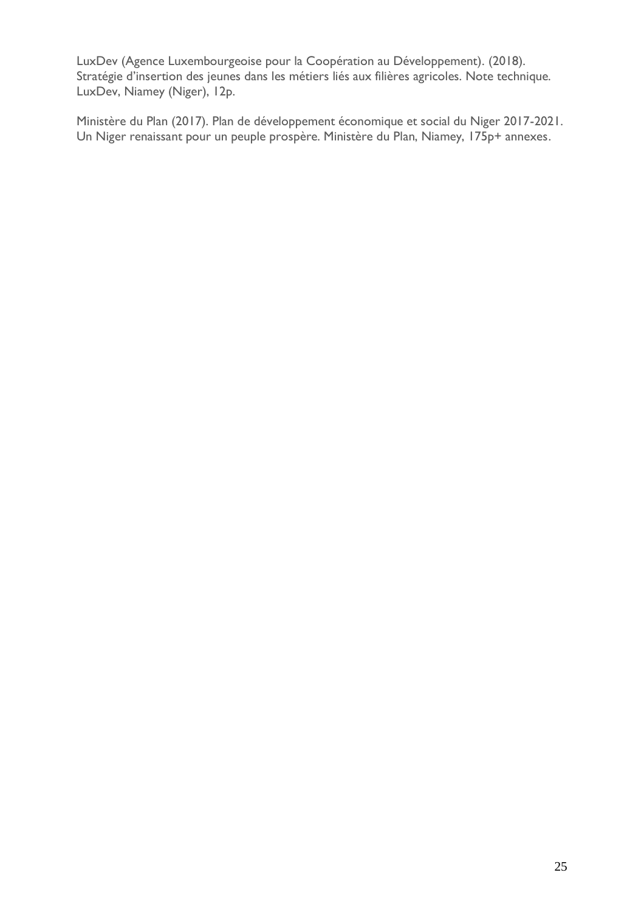LuxDev (Agence Luxembourgeoise pour la Coopération au Développement). (2018). Stratégie d'insertion des jeunes dans les métiers liés aux filières agricoles. Note technique. LuxDev, Niamey (Niger), 12p.

Ministère du Plan (2017). Plan de développement économique et social du Niger 2017-2021. Un Niger renaissant pour un peuple prospère. Ministère du Plan, Niamey, 175p+ annexes.